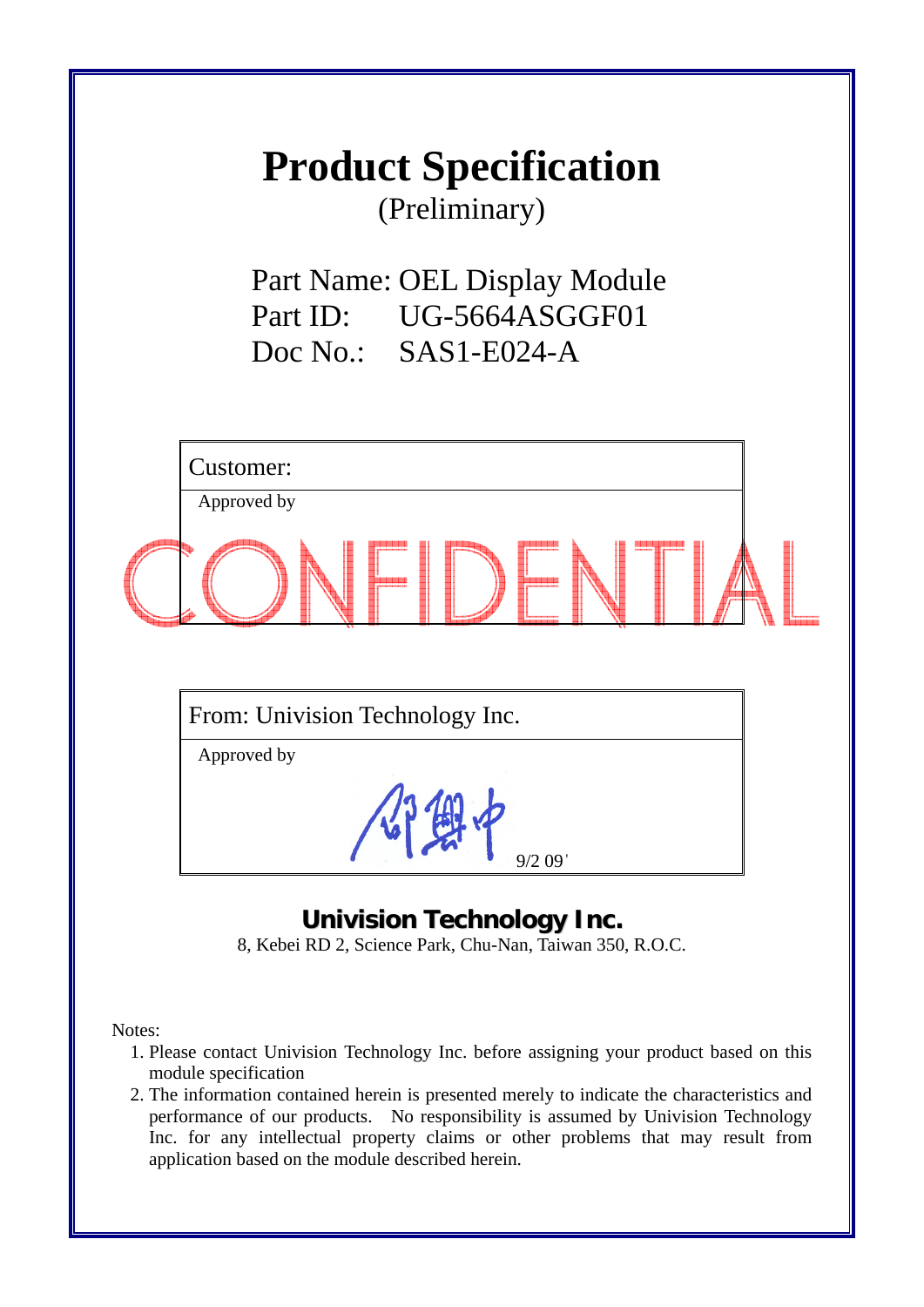# Product Specification

(Preliminary)

Part Name: OEL Display Module
Part ID: UG-5664ASGGF01
Doc No.: SAS1-E024-A

| Customer: |
|---|
| Approved by |

CONFIDENTIAL

| From: Univision Technology Inc. |
|---|
| Approved by |
| 9/2 09' |

**Univision Technology Inc.**

8, Kebei RD 2, Science Park, Chu-Nan, Taiwan 350, R.O.C.

Notes:

1. Please contact Univision Technology Inc. before assigning your product based on this module specification
2. The information contained herein is presented merely to indicate the characteristics and performance of our products. No responsibility is assumed by Univision Technology Inc. for any intellectual property claims or other problems that may result from application based on the module described herein.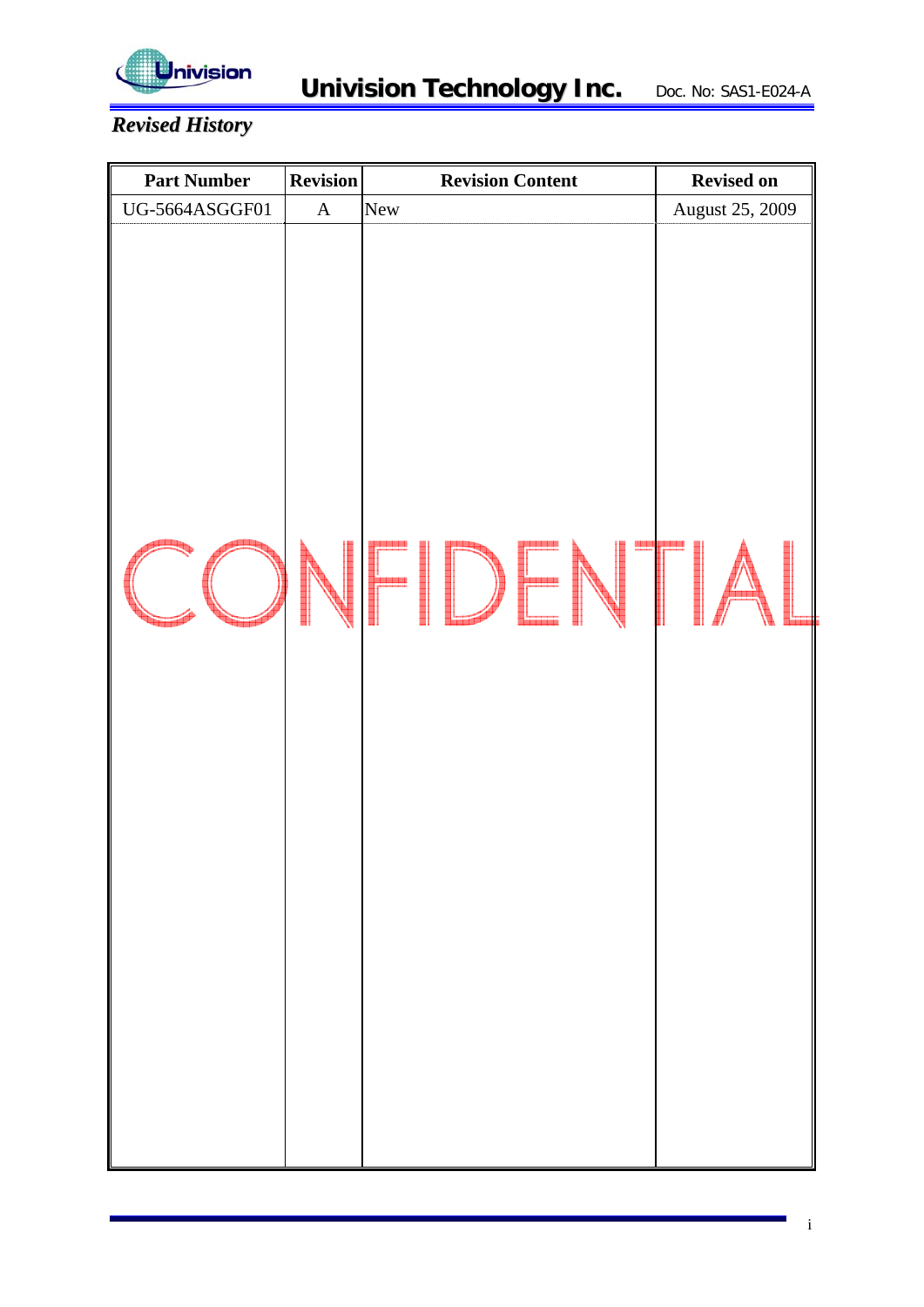*Revised History*

| Part Number | Revision | Revision Content | Revised on |
|---|---|---|---|
| UG-5664ASGGF01 | A | New | August 25, 2009 |

CONFIDENTIAL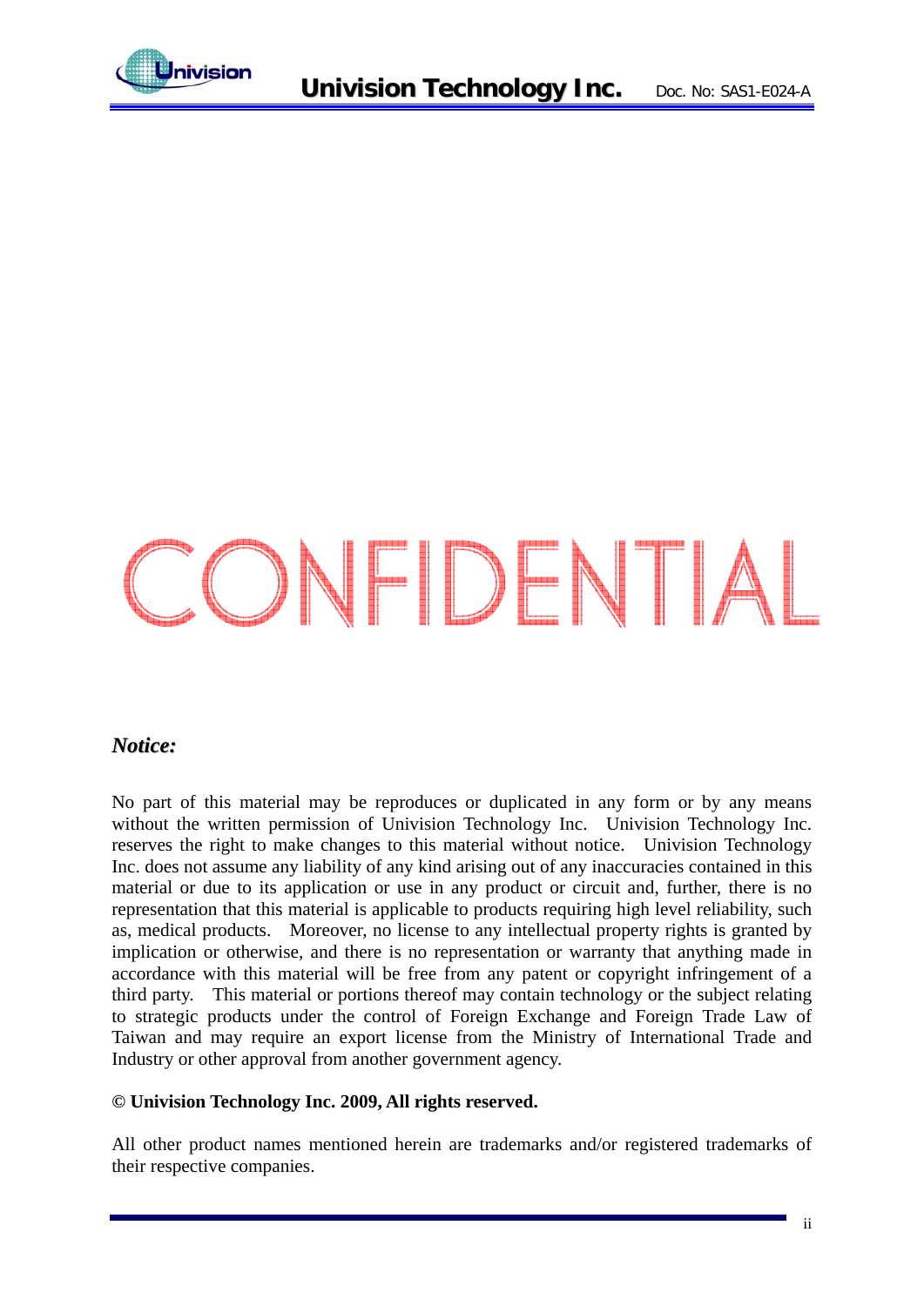CONFIDENTIAL

***Notice:***

No part of this material may be reproduces or duplicated in any form or by any means without the written permission of Univision Technology Inc. Univision Technology Inc. reserves the right to make changes to this material without notice. Univision Technology Inc. does not assume any liability of any kind arising out of any inaccuracies contained in this material or due to its application or use in any product or circuit and, further, there is no representation that this material is applicable to products requiring high level reliability, such as, medical products. Moreover, no license to any intellectual property rights is granted by implication or otherwise, and there is no representation or warranty that anything made in accordance with this material will be free from any patent or copyright infringement of a third party. This material or portions thereof may contain technology or the subject relating to strategic products under the control of Foreign Exchange and Foreign Trade Law of Taiwan and may require an export license from the Ministry of International Trade and Industry or other approval from another government agency.

**© Univision Technology Inc. 2009, All rights reserved.**

All other product names mentioned herein are trademarks and/or registered trademarks of their respective companies.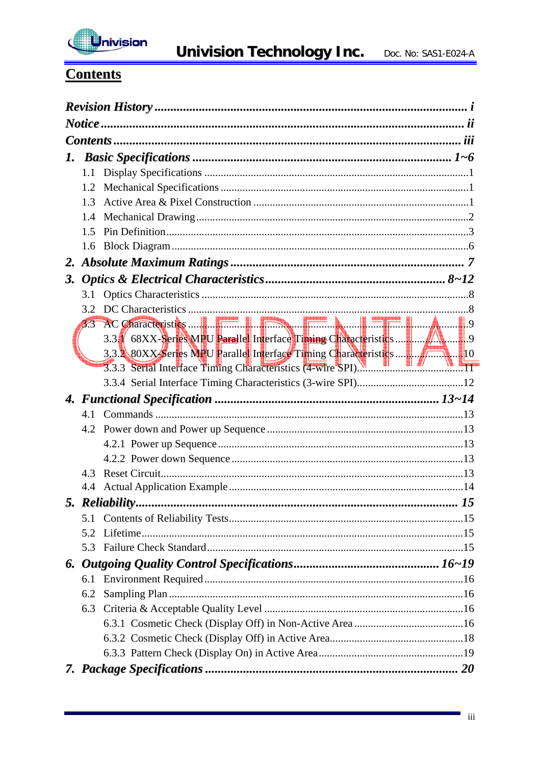# Contents

***Revision History*** ........................................................................................ ***i***

***Notice*** ........................................................................................................ ***ii***

***Contents*** .................................................................................................... ***iii***

***1. Basic Specifications*** ........................................................................ ***1~6***

1.1 Display Specifications ........................................................................1
1.2 Mechanical Specifications ..................................................................1
1.3 Active Area & Pixel Construction ......................................................1
1.4 Mechanical Drawing ...........................................................................2
1.5 Pin Definition ......................................................................................3
1.6 Block Diagram .....................................................................................6

***2. Absolute Maximum Ratings*** ................................................................. ***7***

***3. Optics & Electrical Characteristics*** ............................................... ***8~12***

3.1 Optics Characteristics ........................................................................8
3.2 DC Characteristics .............................................................................8
3.3 AC Characteristics ..............................................................................9
3.3.1 68XX-Series MPU Parallel Interface Timing Characteristics ...........9
3.3.2 80XX-Series MPU Parallel Interface Timing Characteristics .........10
3.3.3 Serial Interface Timing Characteristics (4-wire SPI)......................11
3.3.4 Serial Interface Timing Characteristics (3-wire SPI)......................12

***4. Functional Specification*** ............................................................. ***13~14***

4.1 Commands .........................................................................................13
4.2 Power down and Power up Sequence ...............................................13
4.2.1 Power up Sequence .......................................................................13
4.2.2 Power down Sequence ...................................................................13
4.3 Reset Circuit.......................................................................................13
4.4 Actual Application Example ...............................................................14

***5. Reliability*** ........................................................................................... ***15***

5.1 Contents of Reliability Tests..............................................................15
5.2 Lifetime...............................................................................................15
5.3 Failure Check Standard......................................................................15

***6. Outgoing Quality Control Specifications*** ...................................... ***16~19***

6.1 Environment Required ......................................................................16
6.2 Sampling Plan ....................................................................................16
6.3 Criteria & Acceptable Quality Level ..................................................16
6.3.1 Cosmetic Check (Display Off) in Non-Active Area .........................16
6.3.2 Cosmetic Check (Display Off) in Active Area.................................18
6.3.3 Pattern Check (Display On) in Active Area.....................................19

***7. Package Specifications*** ...................................................................... ***20***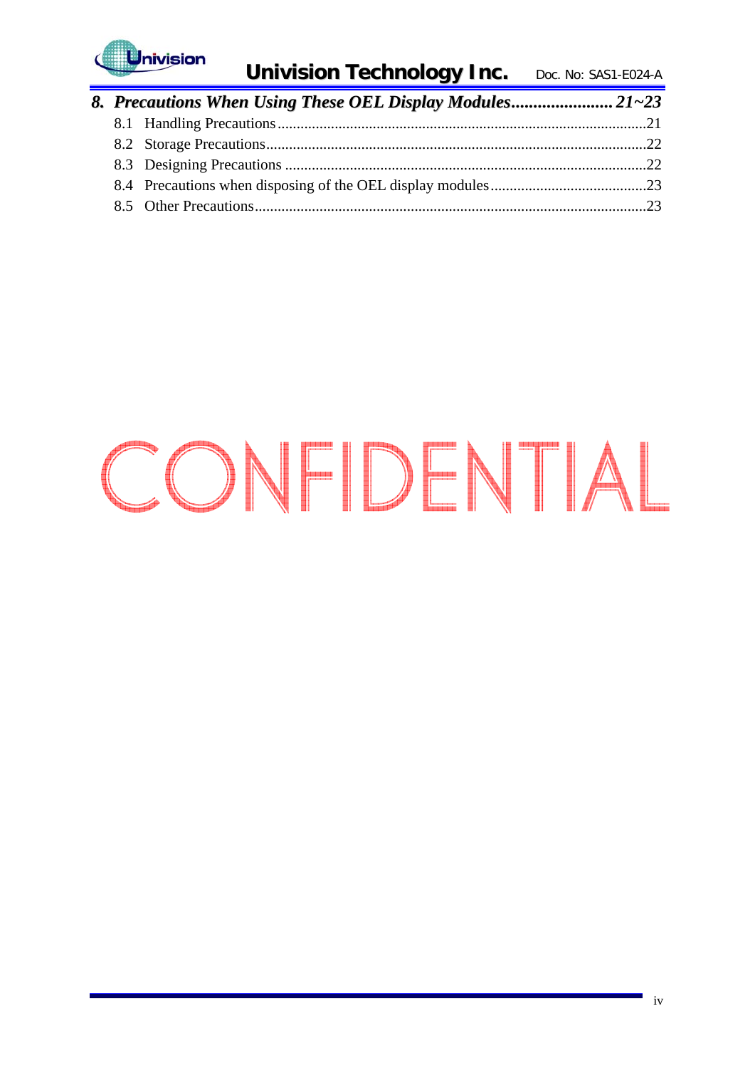*8. Precautions When Using These OEL Display Modules........................ 21~23*

8.1 Handling Precautions..................................................................................................21

8.2 Storage Precautions....................................................................................................22

8.3 Designing Precautions ...............................................................................................22

8.4 Precautions when disposing of the OEL display modules..........................................23

8.5 Other Precautions.......................................................................................................23

CONFIDENTIAL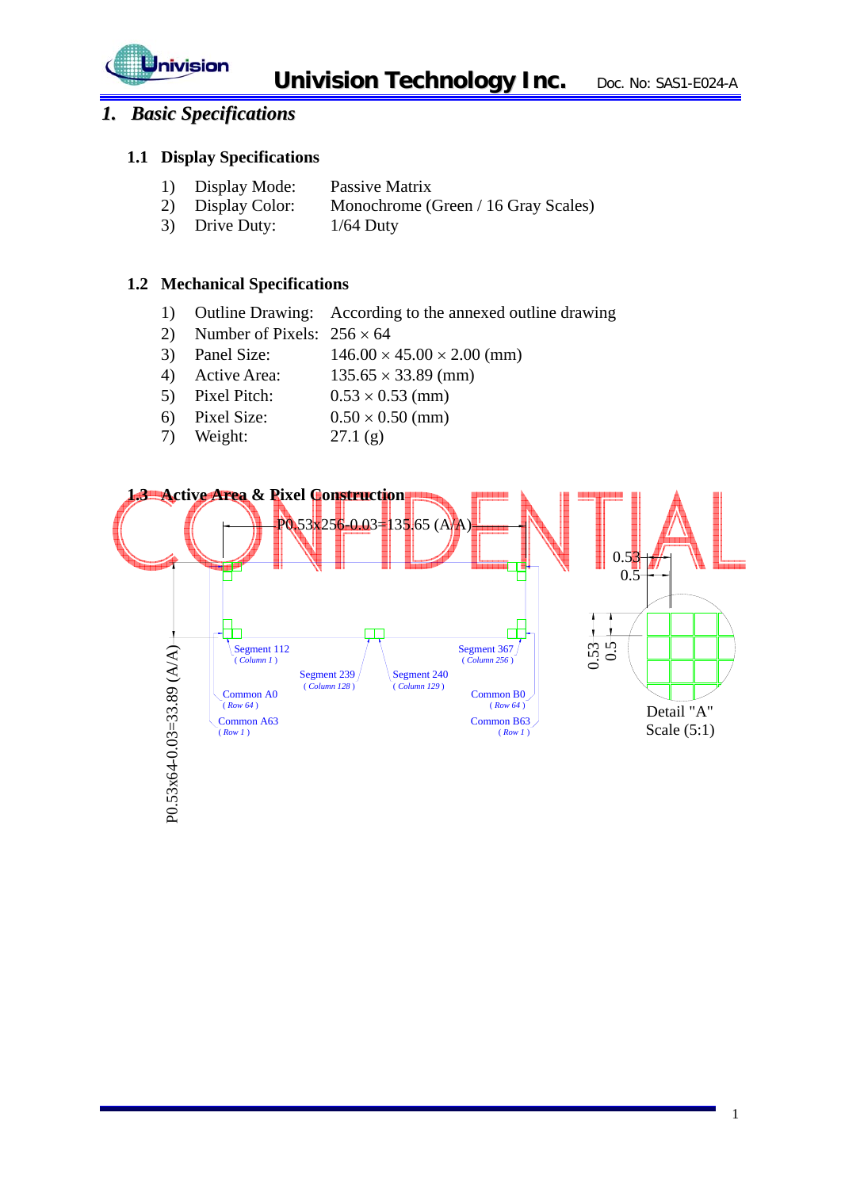# 1. *Basic Specifications*

## 1.1 Display Specifications

1) Display Mode: Passive Matrix
2) Display Color: Monochrome (Green / 16 Gray Scales)
3) Drive Duty: 1/64 Duty

## 1.2 Mechanical Specifications

1) Outline Drawing: According to the annexed outline drawing
2) Number of Pixels: 256 × 64
3) Panel Size: 146.00 × 45.00 × 2.00 (mm)
4) Active Area: 135.65 × 33.89 (mm)
5) Pixel Pitch: 0.53 × 0.53 (mm)
6) Pixel Size: 0.50 × 0.50 (mm)
7) Weight: 27.1 (g)

## 1.3 Active Area & Pixel Construction

P0.53x256-0.03=135.65 (A/A)

P0.53x64-0.03=33.89 (A/A)

Segment 112 ( Column 1 )

Segment 239 ( Column 128 )

Segment 240 ( Column 129 )

Segment 367 ( Column 256 )

Common A0 ( Row 64 )

Common A63 ( Row 1 )

Common B0 ( Row 64 )

Common B63 ( Row 1 )

0.53 0.5

0.53 0.5

Detail "A"
Scale (5:1)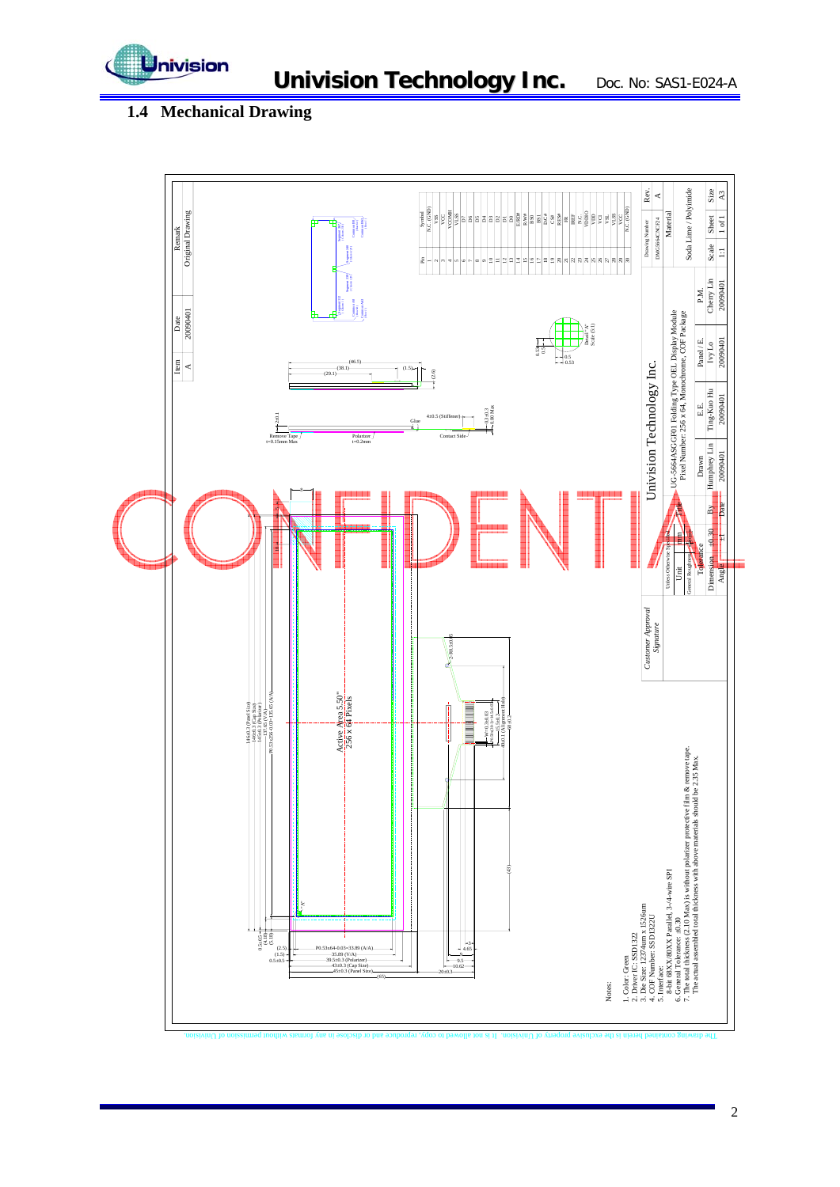## 1.4 Mechanical Drawing

| Item | Date | Remark |
|---|---|---|
| A | 20090401 | Original Drawing |

| Pin | Symbol |
|---|---|
| 1 | N.C. (GND) |
| 2 | VSS |
| 3 | VCC |
| 4 | VCOMH |
| 5 | VLSS |
| 6 | D7 |
| 7 | D6 |
| 8 | D5 |
| 9 | D4 |
| 10 | D3 |
| 11 | D2 |
| 12 | D1 |
| 13 | D0 |
| 14 | E/RD# |
| 15 | R/W# |
| 16 | BS0 |
| 17 | BS1 |
| 18 | D/C# |
| 19 | CS# |
| 20 | RES# |
| 21 | FR |
| 22 | IREF |
| 23 | N.C. |
| 24 | VDDIO |
| 25 | VDD |
| 26 | VCI |
| 27 | VSL |
| 28 | VLSS |
| 29 | VCC |
| 30 | N.C. (GND) |

Active Area 5.50"
256 x 64 Pixels

Notes:
1. Color: Green
2. Driver IC: SSD1322
3. Die Size: 12374um x 1526um
4. COF Number: SSD1322U
5. Interface:
   8-bit 68XX/80XX Parallel, 3-/4-wire SPI
6. General Tolerance: ±0.30
7. The total thickness (2.10 Max) is without polarizer protective film & remove tape.
   The actual assembled total thickness with above materials should be 2.35 Max.

Customer Approval Signature

Univision Technology Inc.

Title: UG-5664ASGGF01 Folding Type OEL Display Module
Pixel Number: 256 x 64, Monochrome, COF Package

| Drawing Number | Rev. |
|---|---|
| DMG5664CN0124 | A |

Material: Soda Lime / Polyimide

| Unit | mm | Scale | 1:1 | Sheet | 1 of 1 | Size | A3 |
|---|---|---|---|---|---|---|---|

| Tolerance | | By | Date |
|---|---|---|---|
| Dimension | ±0.30 | Drawn | Humphrey Lin, 20090401 |
| Angle | ±1 | E.E. | Ting-Kuo Hu, 20090401 |
| | | Panel / E. | Ivy Lo, 20090401 |
| | | P.M. | Cherry Lin, 20090401 |

The drawing contained herein is the exclusive property of Univision. It is not allowed to copy, reproduce and/or disclose in any format without permission of Univision.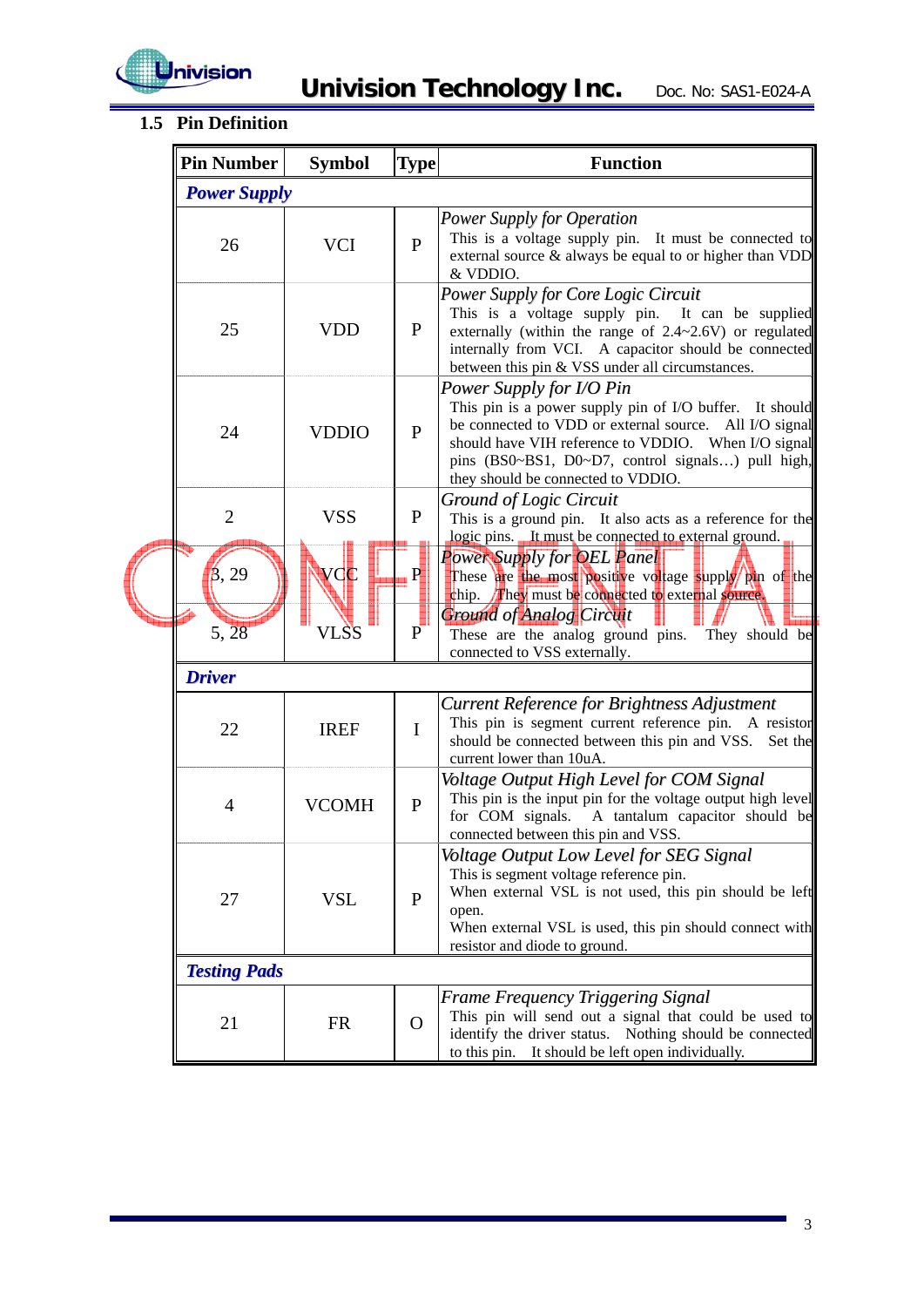## 1.5 Pin Definition

| Pin Number | Symbol | Type | Function |
|---|---|---|---|
| ***Power Supply*** | | | |
| 26 | VCI | P | *Power Supply for Operation* This is a voltage supply pin. It must be connected to external source & always be equal to or higher than VDD & VDDIO. |
| 25 | VDD | P | *Power Supply for Core Logic Circuit* This is a voltage supply pin. It can be supplied externally (within the range of 2.4~2.6V) or regulated internally from VCI. A capacitor should be connected between this pin & VSS under all circumstances. |
| 24 | VDDIO | P | *Power Supply for I/O Pin* This pin is a power supply pin of I/O buffer. It should be connected to VDD or external source. All I/O signal should have VIH reference to VDDIO. When I/O signal pins (BS0~BS1, D0~D7, control signals…) pull high, they should be connected to VDDIO. |
| 2 | VSS | P | *Ground of Logic Circuit* This is a ground pin. It also acts as a reference for the logic pins. It must be connected to external ground. |
| 3, 29 | VCC | P | *Power Supply for OEL Panel* These are the most positive voltage supply pin of the chip. They must be connected to external source. |
| 5, 28 | VLSS | P | *Ground of Analog Circuit* These are the analog ground pins. They should be connected to VSS externally. |
| ***Driver*** | | | |
| 22 | IREF | I | *Current Reference for Brightness Adjustment* This pin is segment current reference pin. A resistor should be connected between this pin and VSS. Set the current lower than 10uA. |
| 4 | VCOMH | P | *Voltage Output High Level for COM Signal* This pin is the input pin for the voltage output high level for COM signals. A tantalum capacitor should be connected between this pin and VSS. |
| 27 | VSL | P | *Voltage Output Low Level for SEG Signal* This is segment voltage reference pin. When external VSL is not used, this pin should be left open. When external VSL is used, this pin should connect with resistor and diode to ground. |
| ***Testing Pads*** | | | |
| 21 | FR | O | *Frame Frequency Triggering Signal* This pin will send out a signal that could be used to identify the driver status. Nothing should be connected to this pin. It should be left open individually. |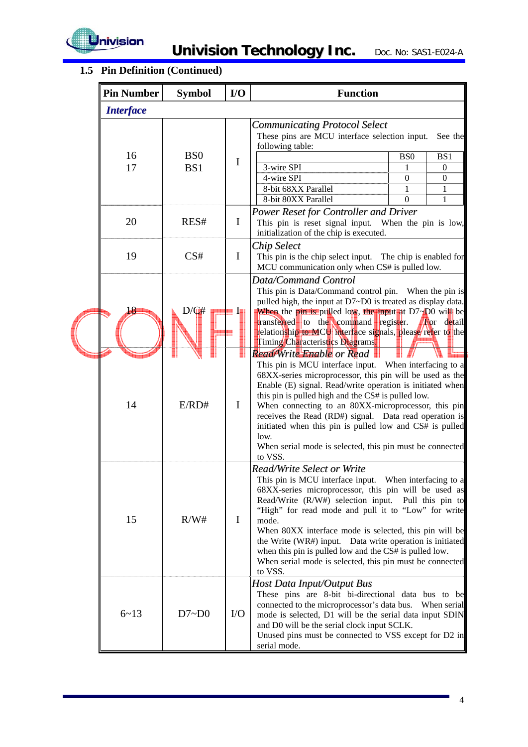## 1.5 Pin Definition (Continued)

| Pin Number | Symbol | I/O | Function |
|---|---|---|---|
| ***Interface*** | | | |
| 16<br>17 | BS0<br>BS1 | I | *Communicating Protocol Select*<br>These pins are MCU interface selection input. See the following table:<br><br>(table: BS0 / BS1)<br>3-wire SPI: 1 / 0<br>4-wire SPI: 0 / 0<br>8-bit 68XX Parallel: 1 / 1<br>8-bit 80XX Parallel: 0 / 1 |
| 20 | RES# | I | *Power Reset for Controller and Driver*<br>This pin is reset signal input. When the pin is low, initialization of the chip is executed. |
| 19 | CS# | I | *Chip Select*<br>This pin is the chip select input. The chip is enabled for MCU communication only when CS# is pulled low. |
| 18 | D/C# | I | *Data/Command Control*<br>This pin is Data/Command control pin. When the pin is pulled high, the input at D7~D0 is treated as display data. When the pin is pulled low, the input at D7~D0 will be transferred to the command register. For detail relationship to MCU interface signals, please refer to the Timing Characteristics Diagrams. |
| 14 | E/RD# | I | *Read/Write Enable or Read*<br>This pin is MCU interface input. When interfacing to a 68XX-series microprocessor, this pin will be used as the Enable (E) signal. Read/write operation is initiated when this pin is pulled high and the CS# is pulled low.<br>When connecting to an 80XX-microprocessor, this pin receives the Read (RD#) signal. Data read operation is initiated when this pin is pulled low and CS# is pulled low.<br>When serial mode is selected, this pin must be connected to VSS. |
| 15 | R/W# | I | *Read/Write Select or Write*<br>This pin is MCU interface input. When interfacing to a 68XX-series microprocessor, this pin will be used as Read/Write (R/W#) selection input. Pull this pin to "High" for read mode and pull it to "Low" for write mode.<br>When 80XX interface mode is selected, this pin will be the Write (WR#) input. Data write operation is initiated when this pin is pulled low and the CS# is pulled low.<br>When serial mode is selected, this pin must be connected to VSS. |
| 6~13 | D7~D0 | I/O | *Host Data Input/Output Bus*<br>These pins are 8-bit bi-directional data bus to be connected to the microprocessor's data bus. When serial mode is selected, D1 will be the serial data input SDIN and D0 will be the serial clock input SCLK.<br>Unused pins must be connected to VSS except for D2 in serial mode. |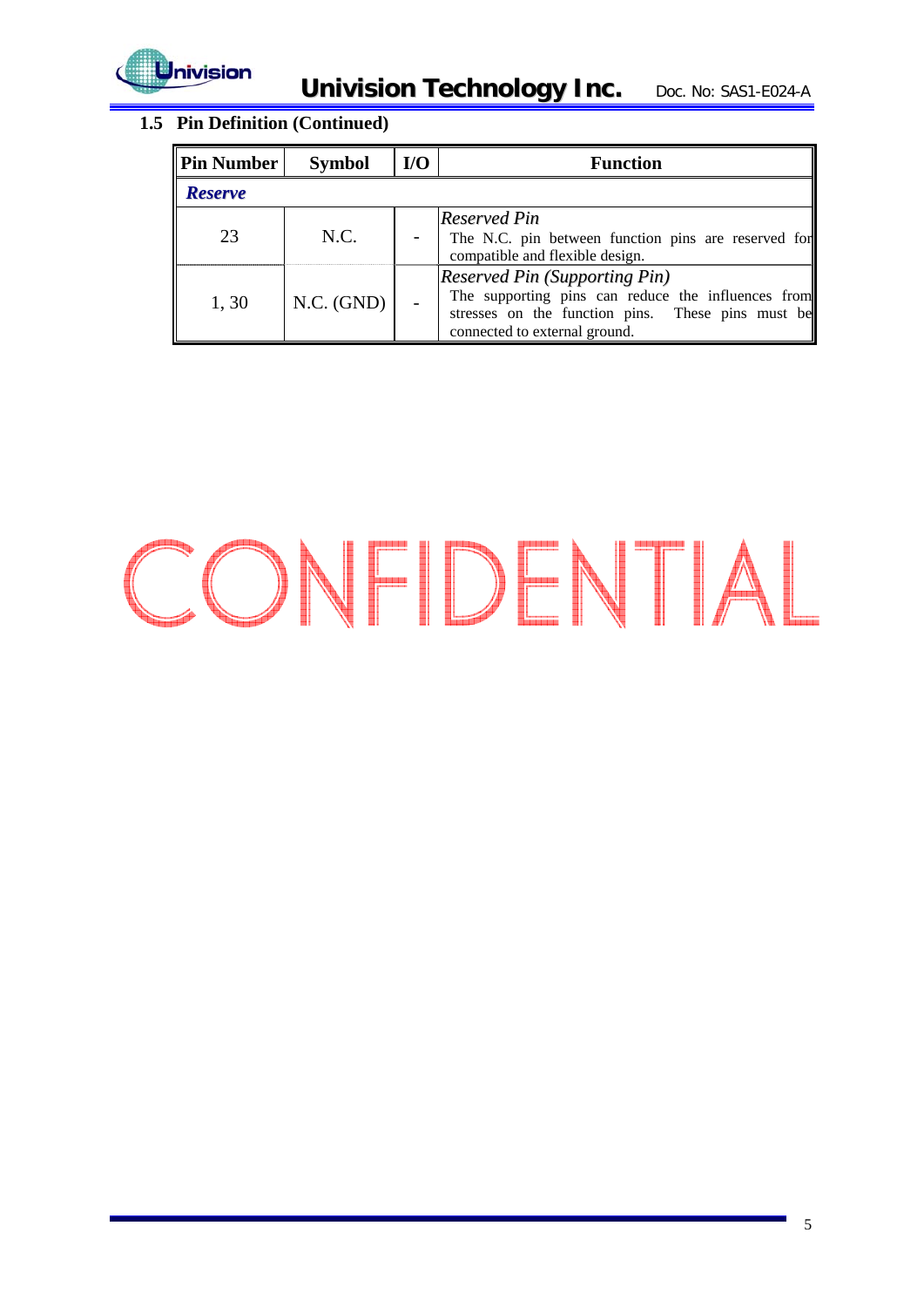### 1.5 Pin Definition (Continued)

| Pin Number | Symbol | I/O | Function |
|---|---|---|---|
| ***Reserve*** | | | |
| 23 | N.C. | - | *Reserved Pin*<br>The N.C. pin between function pins are reserved for compatible and flexible design. |
| 1, 30 | N.C. (GND) | - | *Reserved Pin (Supporting Pin)*<br>The supporting pins can reduce the influences from stresses on the function pins. These pins must be connected to external ground. |

CONFIDENTIAL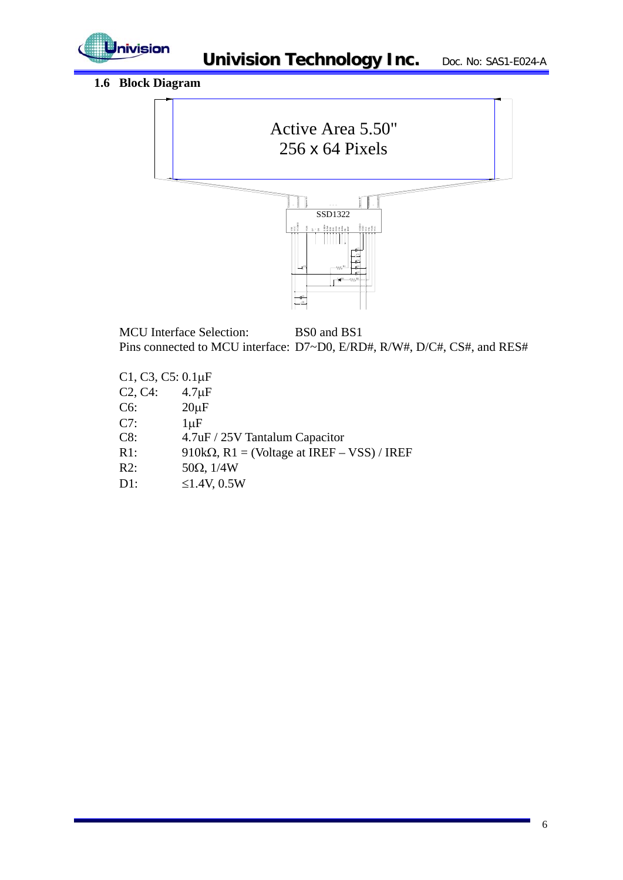## 1.6 Block Diagram

Active Area 5.50"
256 x 64 Pixels

SSD1322

MCU Interface Selection: BS0 and BS1
Pins connected to MCU interface: D7~D0, E/RD#, R/W#, D/C#, CS#, and RES#

C1, C3, C5: 0.1μF
C2, C4: 4.7μF
C6: 20μF
C7: 1μF
C8: 4.7uF / 25V Tantalum Capacitor
R1: 910kΩ, R1 = (Voltage at IREF – VSS) / IREF
R2: 50Ω, 1/4W
D1: ≤1.4V, 0.5W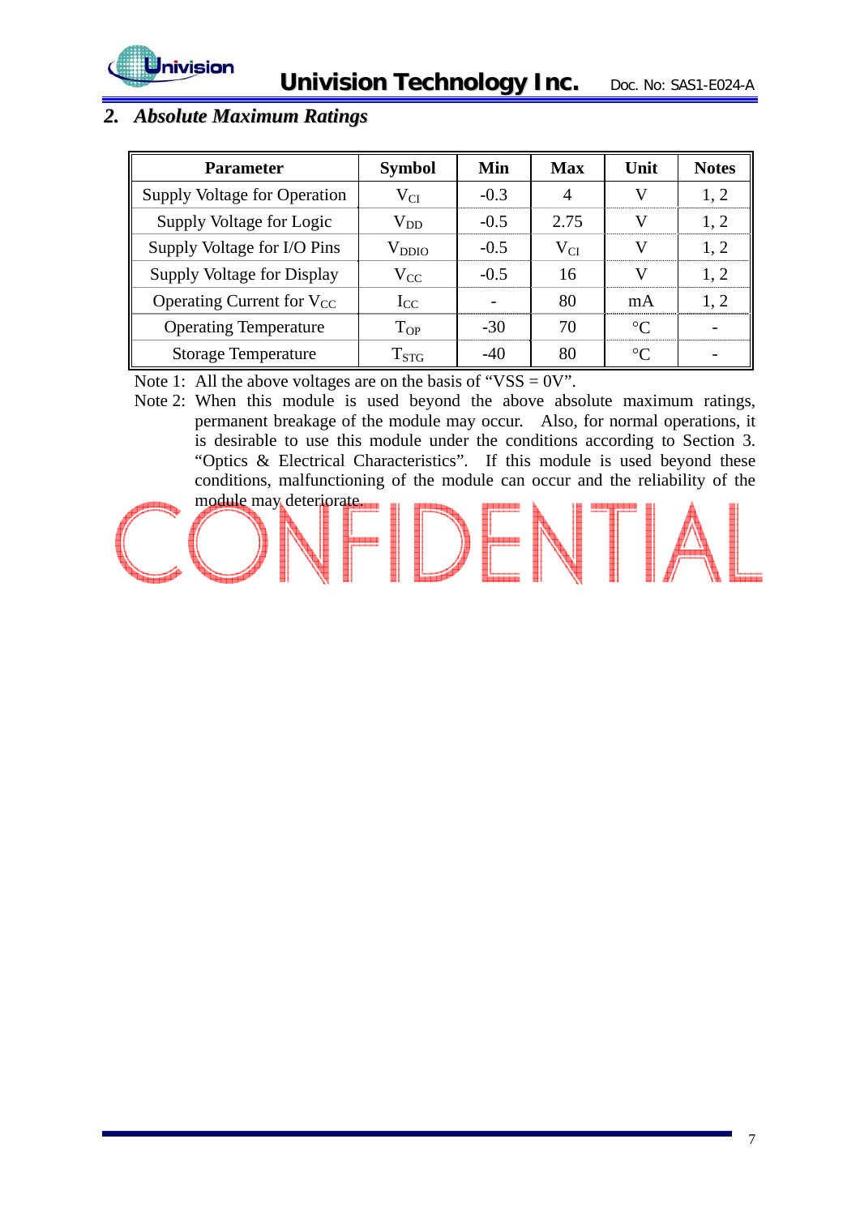## 2. *Absolute Maximum Ratings*

| Parameter | Symbol | Min | Max | Unit | Notes |
|---|---|---|---|---|---|
| Supply Voltage for Operation | $V_{CI}$ | -0.3 | 4 | V | 1, 2 |
| Supply Voltage for Logic | $V_{DD}$ | -0.5 | 2.75 | V | 1, 2 |
| Supply Voltage for I/O Pins | $V_{DDIO}$ | -0.5 | $V_{CI}$ | V | 1, 2 |
| Supply Voltage for Display | $V_{CC}$ | -0.5 | 16 | V | 1, 2 |
| Operating Current for $V_{CC}$ | $I_{CC}$ | - | 80 | mA | 1, 2 |
| Operating Temperature | $T_{OP}$ | -30 | 70 | °C | - |
| Storage Temperature | $T_{STG}$ | -40 | 80 | °C | - |

Note 1: All the above voltages are on the basis of “VSS = 0V”.

Note 2: When this module is used beyond the above absolute maximum ratings, permanent breakage of the module may occur. Also, for normal operations, it is desirable to use this module under the conditions according to Section 3. “Optics & Electrical Characteristics”. If this module is used beyond these conditions, malfunctioning of the module can occur and the reliability of the module may deteriorate.

CONFIDENTIAL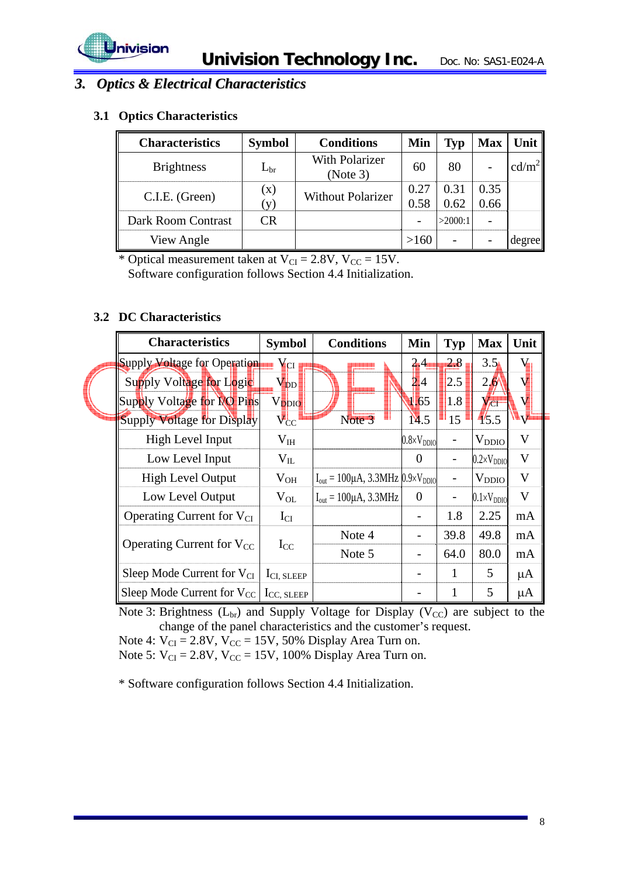## 3. *Optics & Electrical Characteristics*

### 3.1 Optics Characteristics

| Characteristics | Symbol | Conditions | Min | Typ | Max | Unit |
|---|---|---|---|---|---|---|
| Brightness | $L_{br}$ | With Polarizer (Note 3) | 60 | 80 | - | $cd/m^2$ |
| C.I.E. (Green) | (x) (y) | Without Polarizer | 0.27 0.58 | 0.31 0.62 | 0.35 0.66 | |
| Dark Room Contrast | CR | | - | >2000:1 | - | |
| View Angle | | | >160 | - | - | degree |

\* Optical measurement taken at $V_{CI}$ = 2.8V, $V_{CC}$ = 15V.
Software configuration follows Section 4.4 Initialization.

### 3.2 DC Characteristics

| Characteristics | Symbol | Conditions | Min | Typ | Max | Unit |
|---|---|---|---|---|---|---|
| Supply Voltage for Operation | $V_{CI}$ | | 2.4 | 2.8 | 3.5 | V |
| Supply Voltage for Logic | $V_{DD}$ | | 2.4 | 2.5 | 2.6 | V |
| Supply Voltage for I/O Pins | $V_{DDIO}$ | | 1.65 | 1.8 | $V_{CI}$ | V |
| Supply Voltage for Display | $V_{CC}$ | Note 3 | 14.5 | 15 | 15.5 | V |
| High Level Input | $V_{IH}$ | | $0.8 \times V_{DDIO}$ | - | $V_{DDIO}$ | V |
| Low Level Input | $V_{IL}$ | | 0 | - | $0.2 \times V_{DDIO}$ | V |
| High Level Output | $V_{OH}$ | $I_{out}$ = 100μA, 3.3MHz | $0.9 \times V_{DDIO}$ | - | $V_{DDIO}$ | V |
| Low Level Output | $V_{OL}$ | $I_{out}$ = 100μA, 3.3MHz | 0 | - | $0.1 \times V_{DDIO}$ | V |
| Operating Current for $V_{CI}$ | $I_{CI}$ | | - | 1.8 | 2.25 | mA |
| Operating Current for $V_{CC}$ | $I_{CC}$ | Note 4 | - | 39.8 | 49.8 | mA |
| | | Note 5 | - | 64.0 | 80.0 | mA |
| Sleep Mode Current for $V_{CI}$ | $I_{CI, SLEEP}$ | | - | 1 | 5 | μA |
| Sleep Mode Current for $V_{CC}$ | $I_{CC, SLEEP}$ | | - | 1 | 5 | μA |

Note 3: Brightness ($L_{br}$) and Supply Voltage for Display ($V_{CC}$) are subject to the change of the panel characteristics and the customer's request.
Note 4: $V_{CI}$ = 2.8V, $V_{CC}$ = 15V, 50% Display Area Turn on.
Note 5: $V_{CI}$ = 2.8V, $V_{CC}$ = 15V, 100% Display Area Turn on.

\* Software configuration follows Section 4.4 Initialization.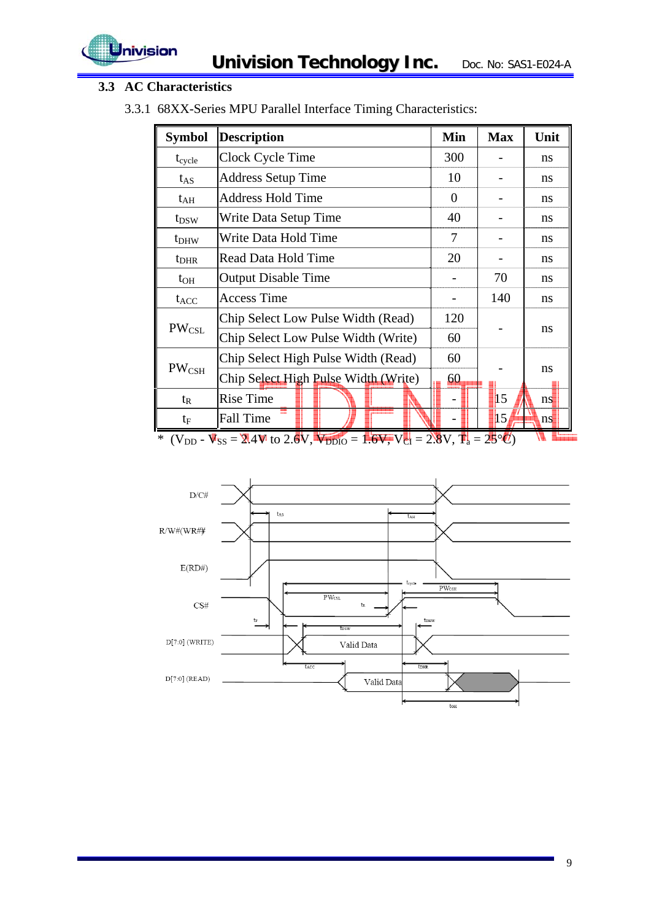## 3.3 AC Characteristics

### 3.3.1 68XX-Series MPU Parallel Interface Timing Characteristics:

| Symbol | Description | Min | Max | Unit |
|---|---|---|---|---|
| $t_{cycle}$ | Clock Cycle Time | 300 | - | ns |
| $t_{AS}$ | Address Setup Time | 10 | - | ns |
| $t_{AH}$ | Address Hold Time | 0 | - | ns |
| $t_{DSW}$ | Write Data Setup Time | 40 | - | ns |
| $t_{DHW}$ | Write Data Hold Time | 7 | - | ns |
| $t_{DHR}$ | Read Data Hold Time | 20 | - | ns |
| $t_{OH}$ | Output Disable Time | - | 70 | ns |
| $t_{ACC}$ | Access Time | - | 140 | ns |
| $PW_{CSL}$ | Chip Select Low Pulse Width (Read) | 120 | - | ns |
| | Chip Select Low Pulse Width (Write) | 60 | | |
| $PW_{CSH}$ | Chip Select High Pulse Width (Read) | 60 | - | ns |
| | Chip Select High Pulse Width (Write) | 60 | | |
| $t_R$ | Rise Time | - | 15 | ns |
| $t_F$ | Fall Time | - | 15 | ns |

* ($V_{DD}$ - $V_{SS}$ = 2.4V to 2.6V, $V_{DDIO}$ = 1.6V, $V_{CI}$ = 2.8V, $T_a$ = 25°C)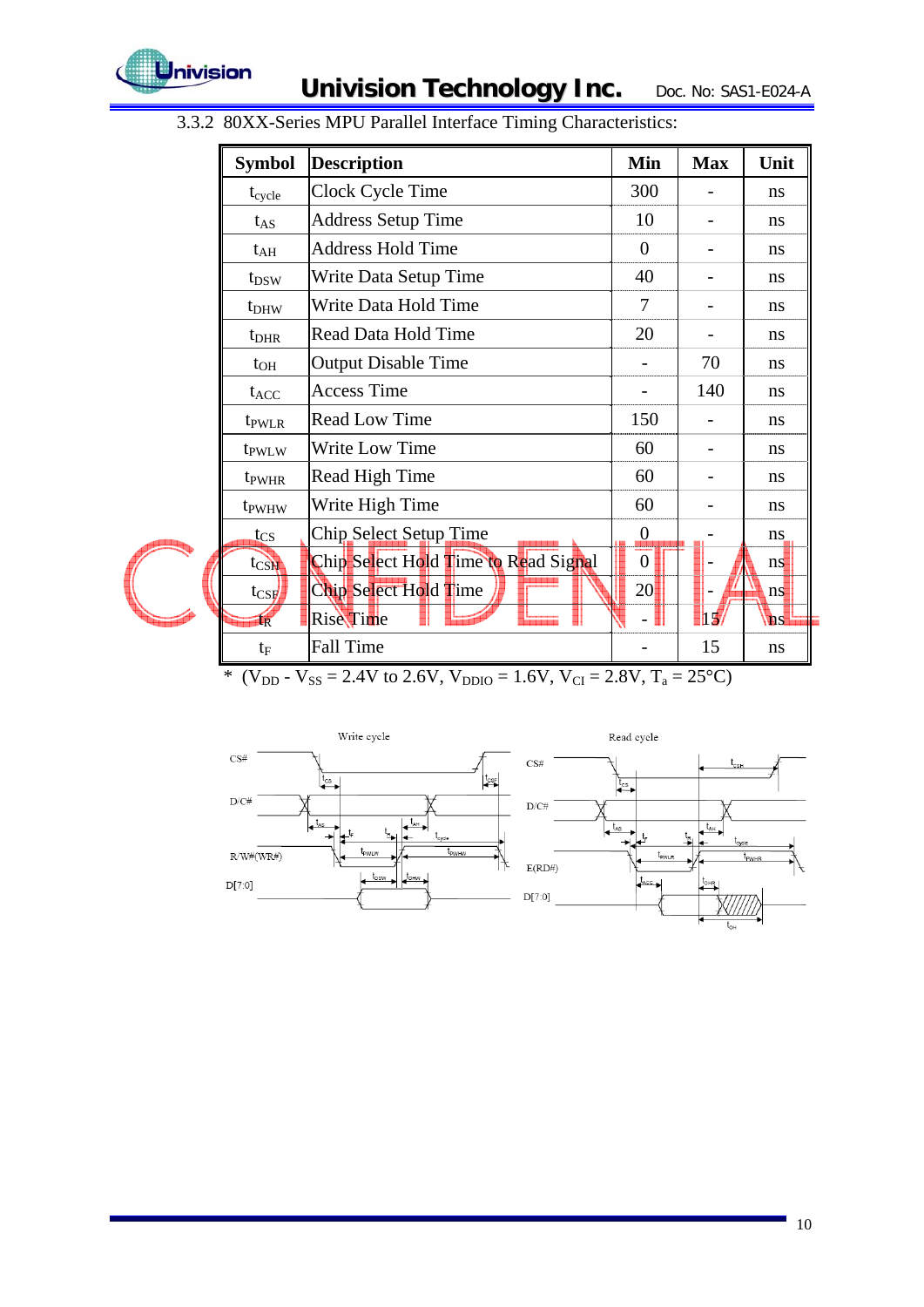3.3.2 80XX-Series MPU Parallel Interface Timing Characteristics:

| Symbol | Description | Min | Max | Unit |
|---|---|---|---|---|
| $t_{cycle}$ | Clock Cycle Time | 300 | - | ns |
| $t_{AS}$ | Address Setup Time | 10 | - | ns |
| $t_{AH}$ | Address Hold Time | 0 | - | ns |
| $t_{DSW}$ | Write Data Setup Time | 40 | - | ns |
| $t_{DHW}$ | Write Data Hold Time | 7 | - | ns |
| $t_{DHR}$ | Read Data Hold Time | 20 | - | ns |
| $t_{OH}$ | Output Disable Time | - | 70 | ns |
| $t_{ACC}$ | Access Time | - | 140 | ns |
| $t_{PWLR}$ | Read Low Time | 150 | - | ns |
| $t_{PWLW}$ | Write Low Time | 60 | - | ns |
| $t_{PWHR}$ | Read High Time | 60 | - | ns |
| $t_{PWHW}$ | Write High Time | 60 | - | ns |
| $t_{CS}$ | Chip Select Setup Time | 0 | - | ns |
| $t_{CSH}$ | Chip Select Hold Time to Read Signal | 0 | - | ns |
| $t_{CSF}$ | Chip Select Hold Time | 20 | - | ns |
| $t_R$ | Rise Time | - | 15 | ns |
| $t_F$ | Fall Time | - | 15 | ns |

* ($V_{DD}$ - $V_{SS}$ = 2.4V to 2.6V, $V_{DDIO}$ = 1.6V, $V_{CI}$ = 2.8V, $T_a$ = 25°C)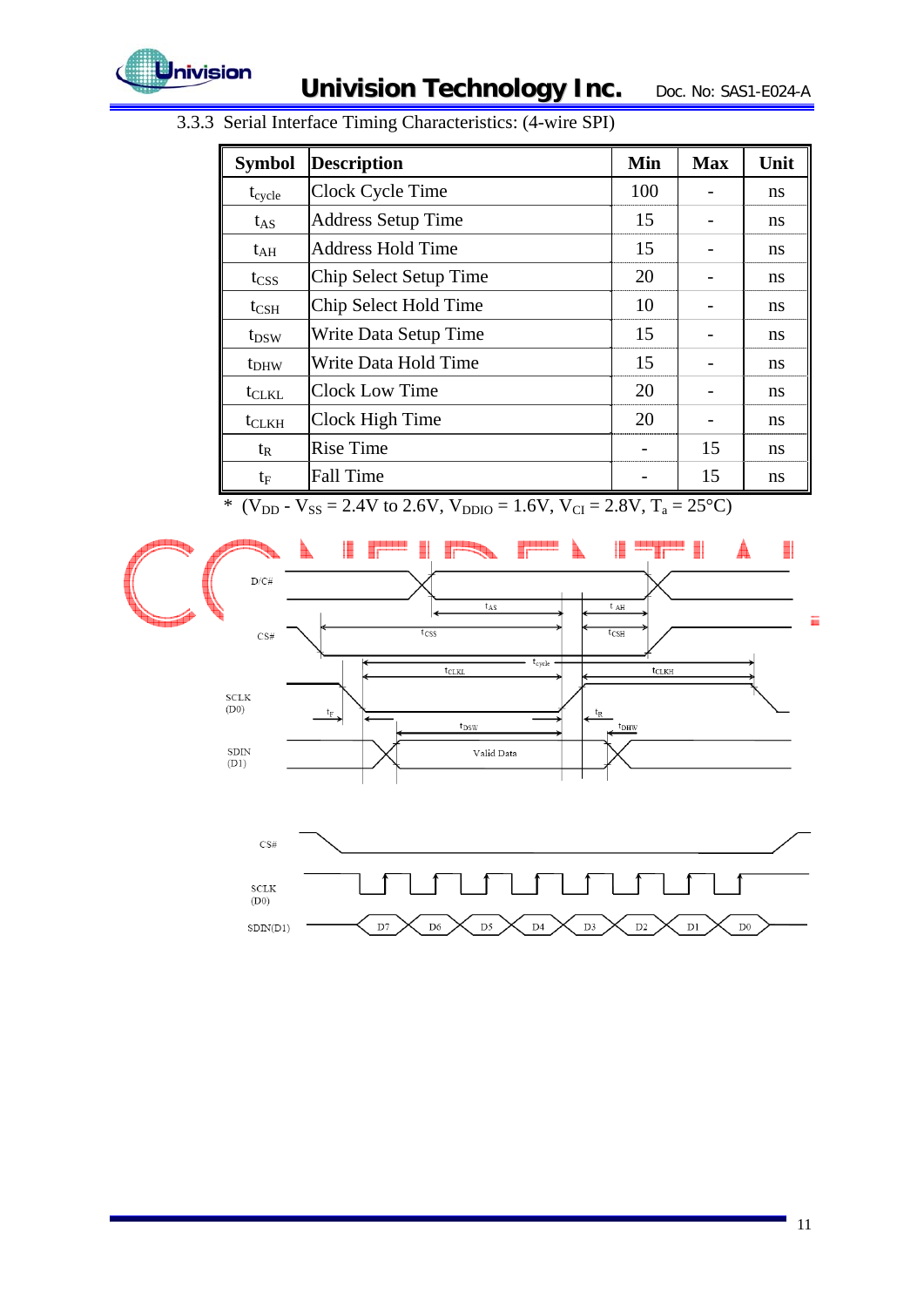### 3.3.3 Serial Interface Timing Characteristics: (4-wire SPI)

| Symbol | Description | Min | Max | Unit |
|---|---|---|---|---|
| $t_{cycle}$ | Clock Cycle Time | 100 | - | ns |
| $t_{AS}$ | Address Setup Time | 15 | - | ns |
| $t_{AH}$ | Address Hold Time | 15 | - | ns |
| $t_{CSS}$ | Chip Select Setup Time | 20 | - | ns |
| $t_{CSH}$ | Chip Select Hold Time | 10 | - | ns |
| $t_{DSW}$ | Write Data Setup Time | 15 | - | ns |
| $t_{DHW}$ | Write Data Hold Time | 15 | - | ns |
| $t_{CLKL}$ | Clock Low Time | 20 | - | ns |
| $t_{CLKH}$ | Clock High Time | 20 | - | ns |
| $t_R$ | Rise Time | - | 15 | ns |
| $t_F$ | Fall Time | - | 15 | ns |

* ($V_{DD}$ - $V_{SS}$ = 2.4V to 2.6V, $V_{DDIO}$ = 1.6V, $V_{CI}$ = 2.8V, $T_a$ = 25°C)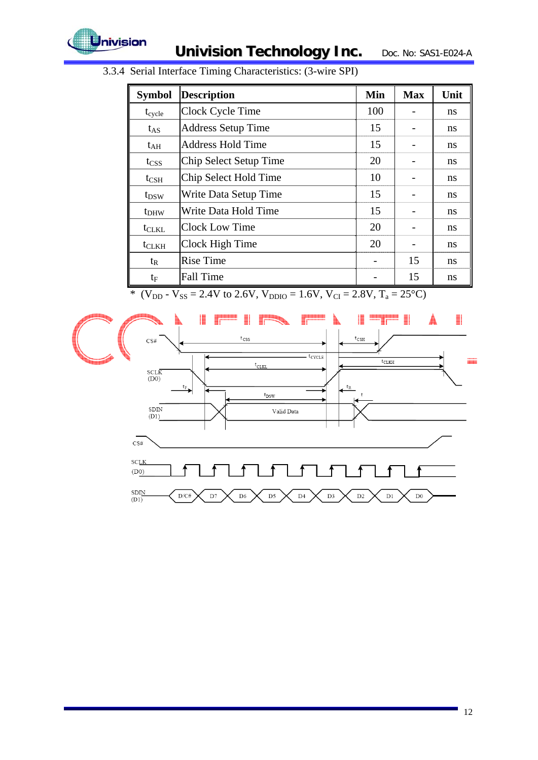### 3.3.4 Serial Interface Timing Characteristics: (3-wire SPI)

| Symbol | Description | Min | Max | Unit |
|---|---|---|---|---|
| $t_{cycle}$ | Clock Cycle Time | 100 | - | ns |
| $t_{AS}$ | Address Setup Time | 15 | - | ns |
| $t_{AH}$ | Address Hold Time | 15 | - | ns |
| $t_{CSS}$ | Chip Select Setup Time | 20 | - | ns |
| $t_{CSH}$ | Chip Select Hold Time | 10 | - | ns |
| $t_{DSW}$ | Write Data Setup Time | 15 | - | ns |
| $t_{DHW}$ | Write Data Hold Time | 15 | - | ns |
| $t_{CLKL}$ | Clock Low Time | 20 | - | ns |
| $t_{CLKH}$ | Clock High Time | 20 | - | ns |
| $t_R$ | Rise Time | - | 15 | ns |
| $t_F$ | Fall Time | - | 15 | ns |

* ($V_{DD}$ - $V_{SS}$ = 2.4V to 2.6V, $V_{DDIO}$ = 1.6V, $V_{CI}$ = 2.8V, $T_a$ = 25°C)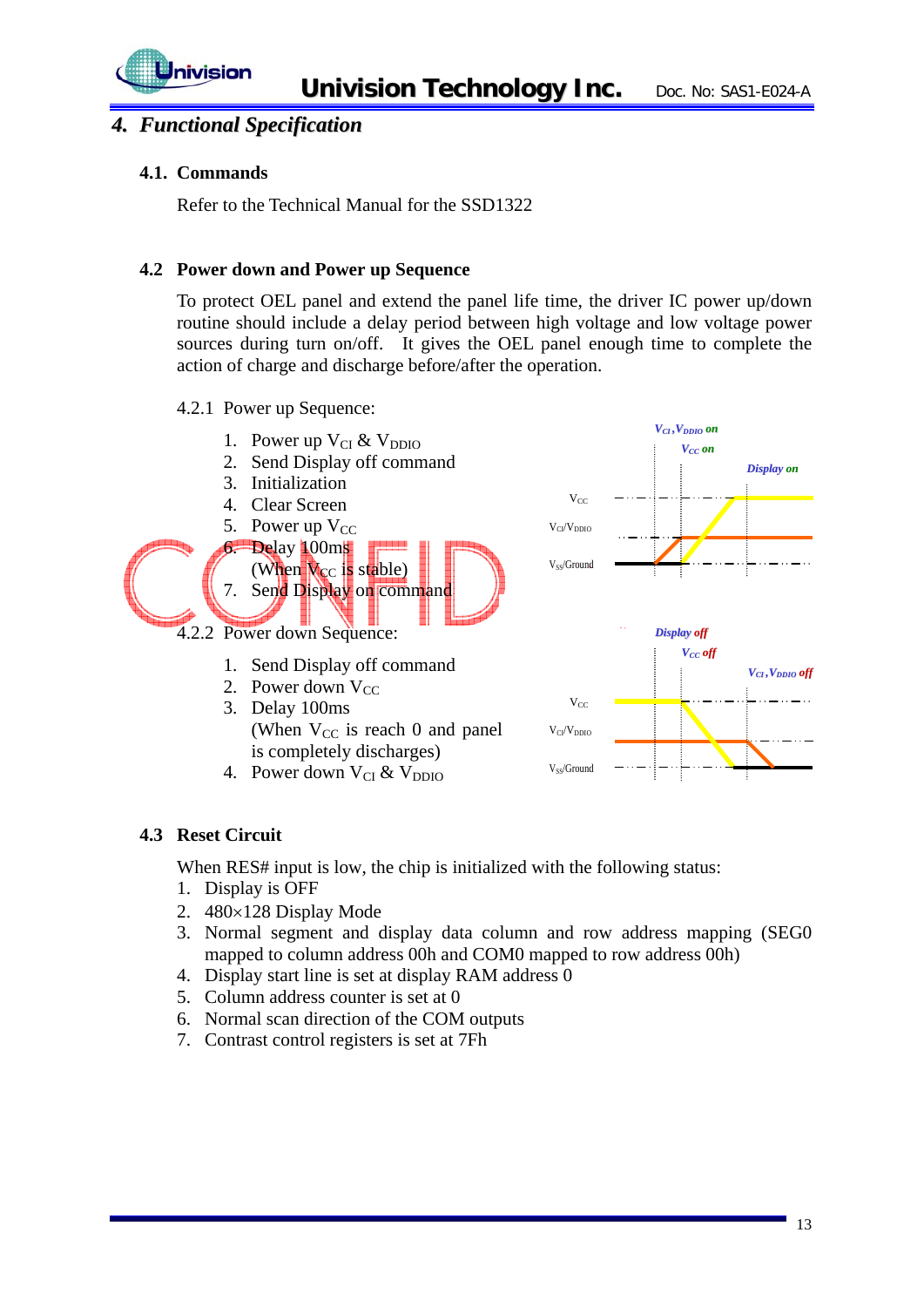# 4. Functional Specification

## 4.1. Commands

Refer to the Technical Manual for the SSD1322

## 4.2 Power down and Power up Sequence

To protect OEL panel and extend the panel life time, the driver IC power up/down routine should include a delay period between high voltage and low voltage power sources during turn on/off. It gives the OEL panel enough time to complete the action of charge and discharge before/after the operation.

### 4.2.1 Power up Sequence:

1. Power up $V_{CI}$ & $V_{DDIO}$
2. Send Display off command
3. Initialization
4. Clear Screen
5. Power up $V_{CC}$
6. Delay 100ms
   (When $V_{CC}$ is stable)
7. Send Display on command

### 4.2.2 Power down Sequence:

1. Send Display off command
2. Power down $V_{CC}$
3. Delay 100ms
   (When $V_{CC}$ is reach 0 and panel is completely discharges)
4. Power down $V_{CI}$ & $V_{DDIO}$

## 4.3 Reset Circuit

When RES# input is low, the chip is initialized with the following status:

1. Display is OFF
2. 480×128 Display Mode
3. Normal segment and display data column and row address mapping (SEG0 mapped to column address 00h and COM0 mapped to row address 00h)
4. Display start line is set at display RAM address 0
5. Column address counter is set at 0
6. Normal scan direction of the COM outputs
7. Contrast control registers is set at 7Fh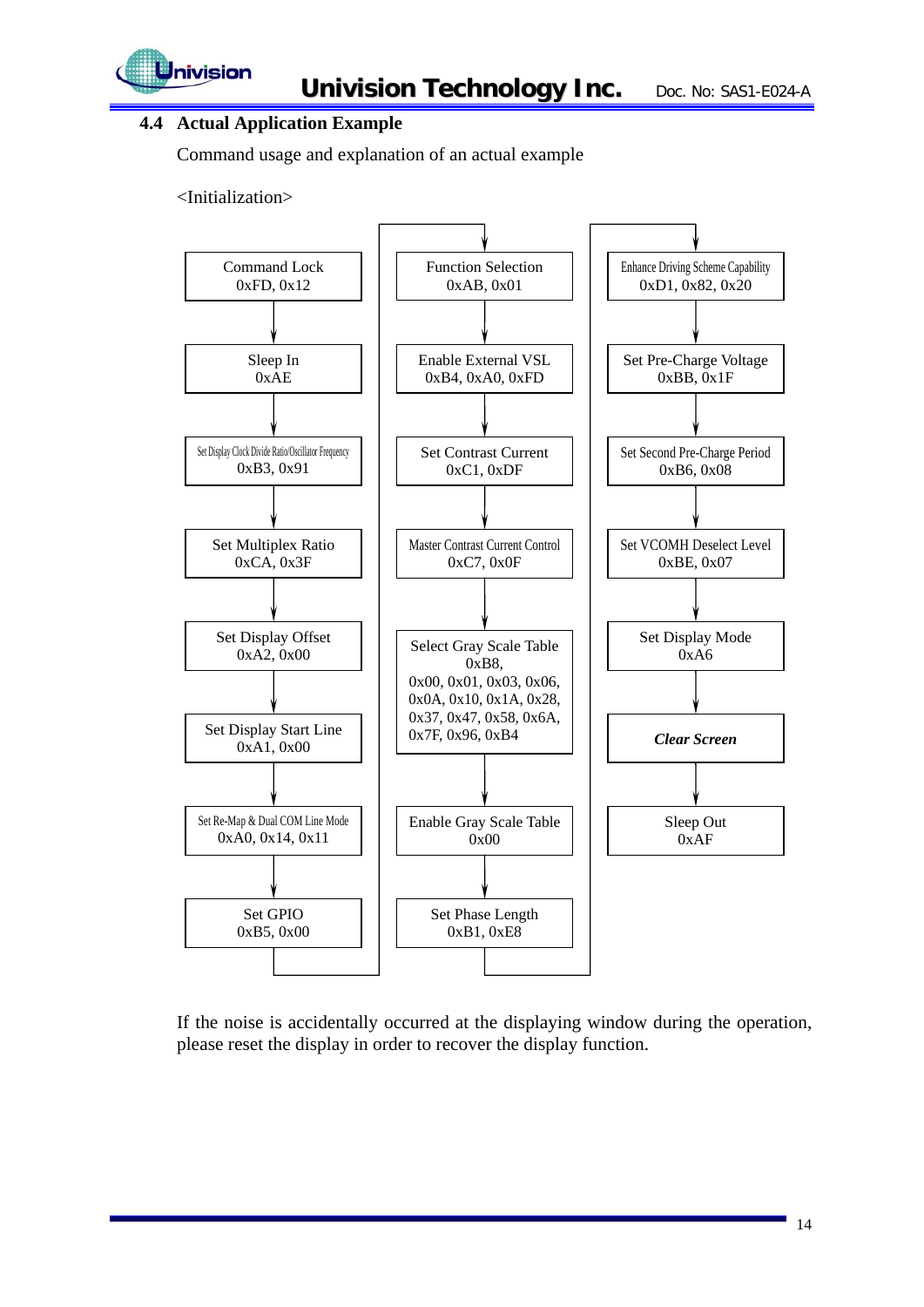## 4.4 Actual Application Example

Command usage and explanation of an actual example

<Initialization>

1. Command Lock — 0xFD, 0x12
2. Sleep In — 0xAE
3. Set Display Clock Divide Ratio/Oscillator Frequency — 0xB3, 0x91
4. Set Multiplex Ratio — 0xCA, 0x3F
5. Set Display Offset — 0xA2, 0x00
6. Set Display Start Line — 0xA1, 0x00
7. Set Re-Map & Dual COM Line Mode — 0xA0, 0x14, 0x11
8. Set GPIO — 0xB5, 0x00
9. Function Selection — 0xAB, 0x01
10. Enable External VSL — 0xB4, 0xA0, 0xFD
11. Set Contrast Current — 0xC1, 0xDF
12. Master Contrast Current Control — 0xC7, 0x0F
13. Select Gray Scale Table — 0xB8, 0x00, 0x01, 0x03, 0x06, 0x0A, 0x10, 0x1A, 0x28, 0x37, 0x47, 0x58, 0x6A, 0x7F, 0x96, 0xB4
14. Enable Gray Scale Table — 0x00
15. Set Phase Length — 0xB1, 0xE8
16. Enhance Driving Scheme Capability — 0xD1, 0x82, 0x20
17. Set Pre-Charge Voltage — 0xBB, 0x1F
18. Set Second Pre-Charge Period — 0xB6, 0x08
19. Set VCOMH Deselect Level — 0xBE, 0x07
20. Set Display Mode — 0xA6
21. ***Clear Screen***
22. Sleep Out — 0xAF

If the noise is accidentally occurred at the displaying window during the operation, please reset the display in order to recover the display function.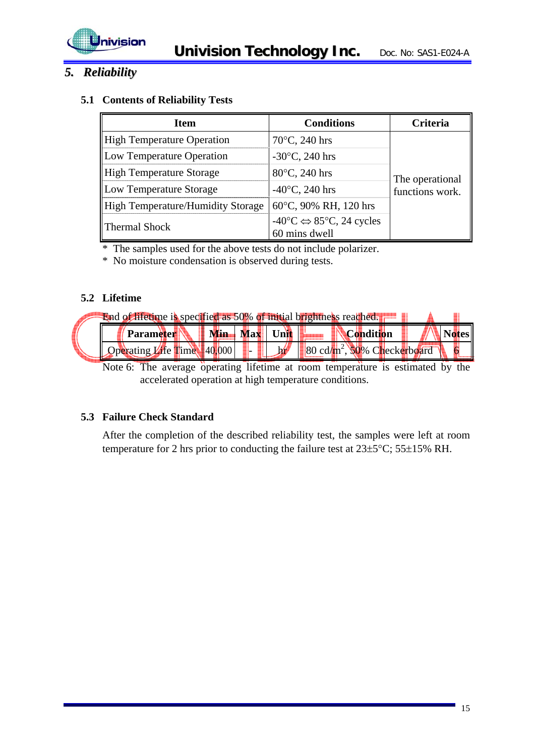## 5. Reliability

### 5.1 Contents of Reliability Tests

| Item | Conditions | Criteria |
|---|---|---|
| High Temperature Operation | 70°C, 240 hrs | The operational functions work. |
| Low Temperature Operation | -30°C, 240 hrs | |
| High Temperature Storage | 80°C, 240 hrs | |
| Low Temperature Storage | -40°C, 240 hrs | |
| High Temperature/Humidity Storage | 60°C, 90% RH, 120 hrs | |
| Thermal Shock | -40°C ⇔ 85°C, 24 cycles 60 mins dwell | |

* The samples used for the above tests do not include polarizer.
* No moisture condensation is observed during tests.

### 5.2 Lifetime

End of lifetime is specified as 50% of initial brightness reached.

| Parameter | Min | Max | Unit | Condition | Notes |
|---|---|---|---|---|---|
| Operating Life Time | 40,000 | - | hr | 80 cd/m$^2$, 50% Checkerboard | 6 |

Note 6: The average operating lifetime at room temperature is estimated by the accelerated operation at high temperature conditions.

### 5.3 Failure Check Standard

After the completion of the described reliability test, the samples were left at room temperature for 2 hrs prior to conducting the failure test at 23±5°C; 55±15% RH.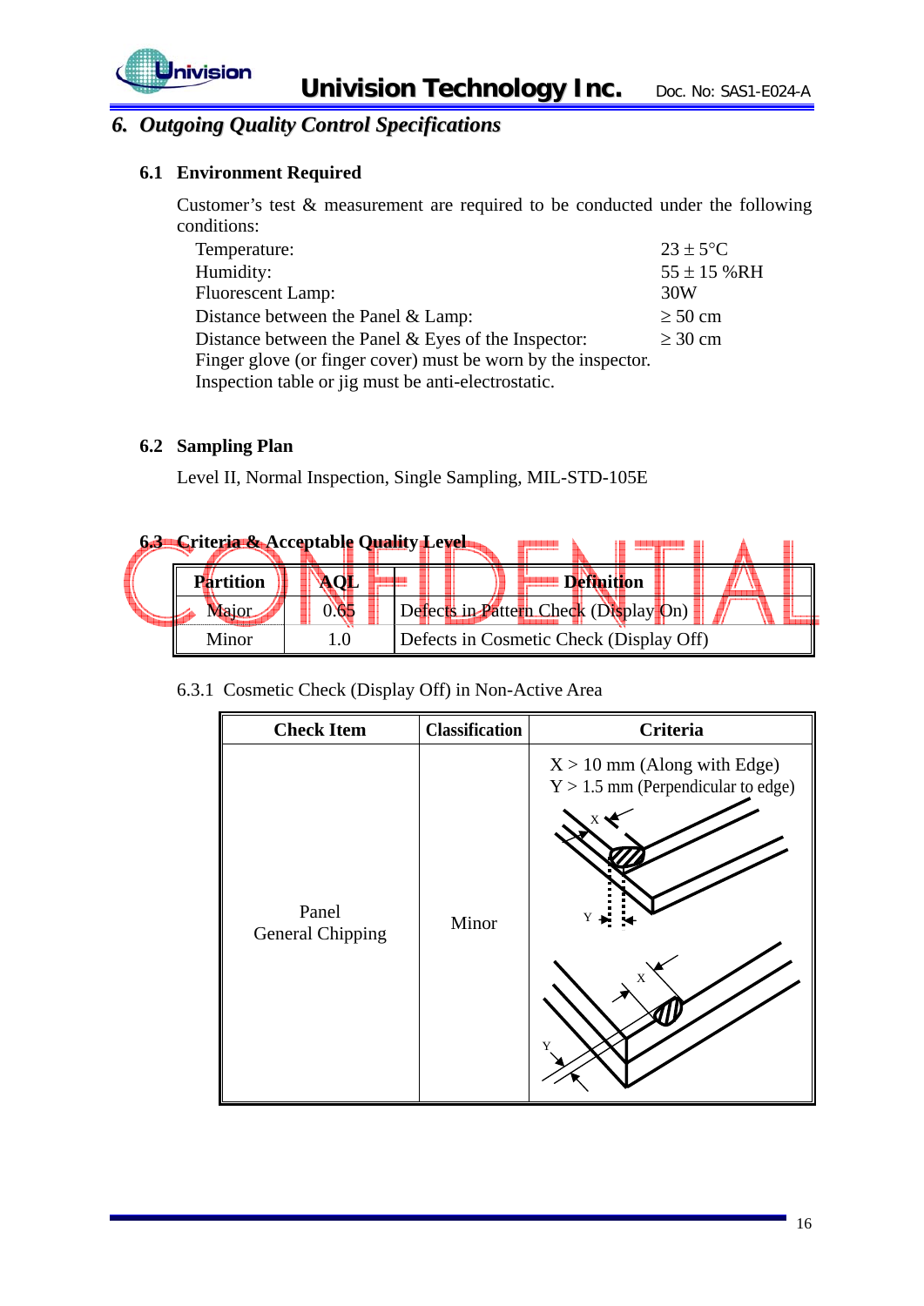## 6. *Outgoing Quality Control Specifications*

### 6.1 Environment Required

Customer's test & measurement are required to be conducted under the following conditions:

| | |
|---|---|
| Temperature: | 23 ± 5°C |
| Humidity: | 55 ± 15 %RH |
| Fluorescent Lamp: | 30W |
| Distance between the Panel & Lamp: | ≥ 50 cm |
| Distance between the Panel & Eyes of the Inspector: | ≥ 30 cm |

Finger glove (or finger cover) must be worn by the inspector.
Inspection table or jig must be anti-electrostatic.

### 6.2 Sampling Plan

Level II, Normal Inspection, Single Sampling, MIL-STD-105E

### 6.3 Criteria & Acceptable Quality Level

| Partition | AQL | Definition |
|---|---|---|
| Major | 0.65 | Defects in Pattern Check (Display On) |
| Minor | 1.0 | Defects in Cosmetic Check (Display Off) |

6.3.1 Cosmetic Check (Display Off) in Non-Active Area

| Check Item | Classification | Criteria |
|---|---|---|
| Panel General Chipping | Minor | X > 10 mm (Along with Edge)<br>Y > 1.5 mm (Perpendicular to edge) |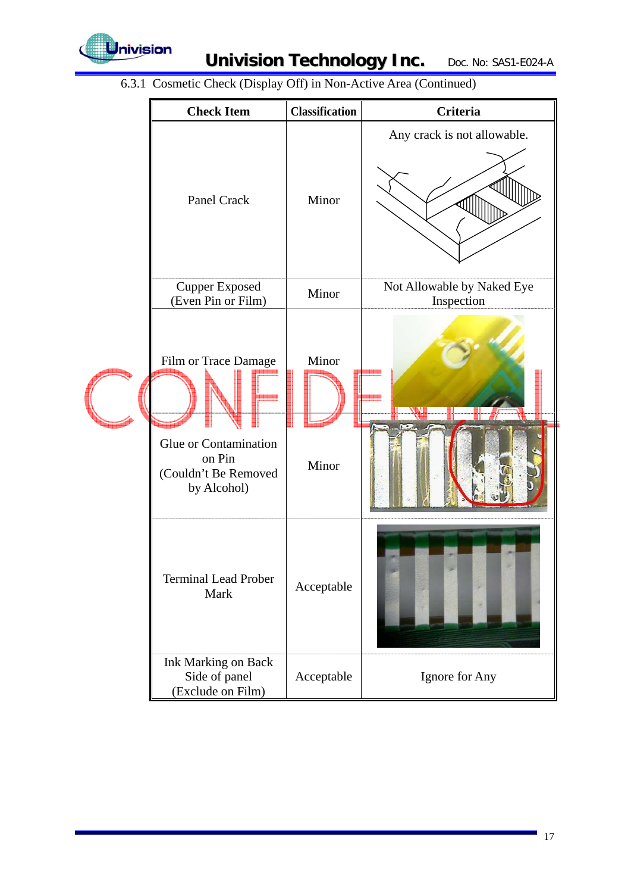6.3.1 Cosmetic Check (Display Off) in Non-Active Area (Continued)

| Check Item | Classification | Criteria |
| --- | --- | --- |
| Panel Crack | Minor | Any crack is not allowable. |
| Cupper Exposed (Even Pin or Film) | Minor | Not Allowable by Naked Eye Inspection |
| Film or Trace Damage | Minor | |
| Glue or Contamination on Pin (Couldn't Be Removed by Alcohol) | Minor | |
| Terminal Lead Prober Mark | Acceptable | |
| Ink Marking on Back Side of panel (Exclude on Film) | Acceptable | Ignore for Any |

CONFIDENTIAL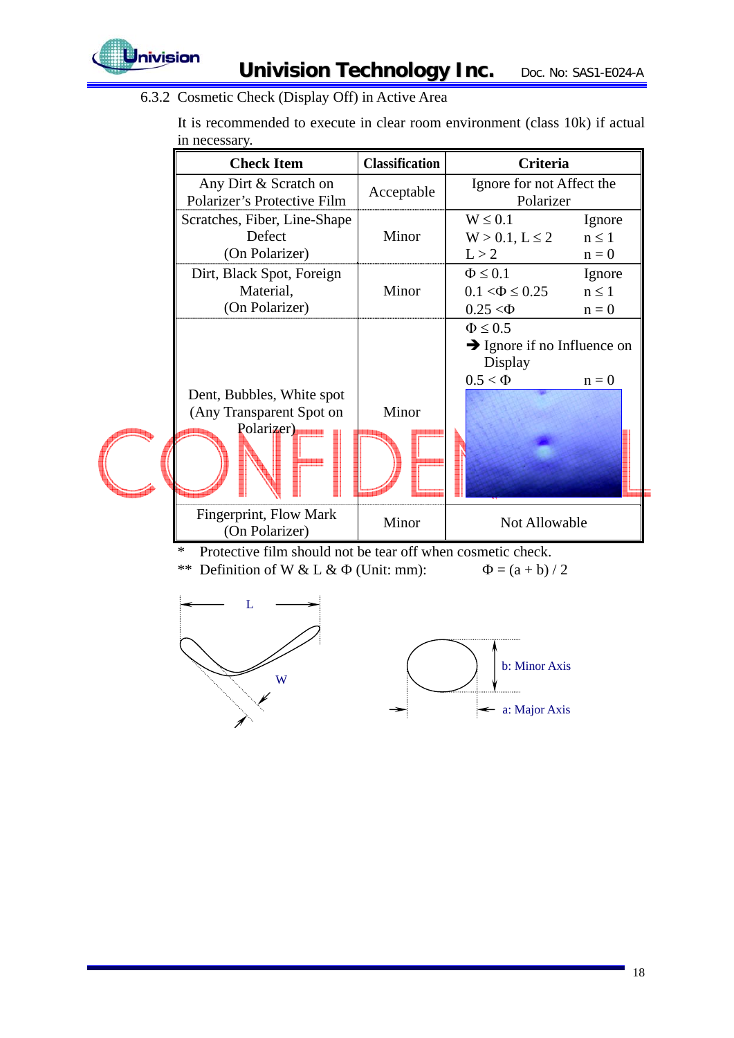6.3.2 Cosmetic Check (Display Off) in Active Area

It is recommended to execute in clear room environment (class 10k) if actual in necessary.

| Check Item | Classification | Criteria | |
|---|---|---|---|
| Any Dirt & Scratch on Polarizer's Protective Film | Acceptable | Ignore for not Affect the Polarizer | |
| Scratches, Fiber, Line-Shape Defect (On Polarizer) | Minor | $W \leq 0.1$<br>$W > 0.1$, $L \leq 2$<br>$L > 2$ | Ignore<br>$n \leq 1$<br>$n = 0$ |
| Dirt, Black Spot, Foreign Material, (On Polarizer) | Minor | $\Phi \leq 0.1$<br>$0.1 < \Phi \leq 0.25$<br>$0.25 < \Phi$ | Ignore<br>$n \leq 1$<br>$n = 0$ |
| Dent, Bubbles, White spot (Any Transparent Spot on Polarizer) | Minor | $\Phi \leq 0.5$<br>➔ Ignore if no Influence on Display<br>$0.5 < \Phi$ | <br><br>$n = 0$ |
| Fingerprint, Flow Mark (On Polarizer) | Minor | Not Allowable | |

\* Protective film should not be tear off when cosmetic check.

\*\* Definition of W & L & Φ (Unit: mm): $\Phi = (a + b) / 2$

L

W

b: Minor Axis

a: Major Axis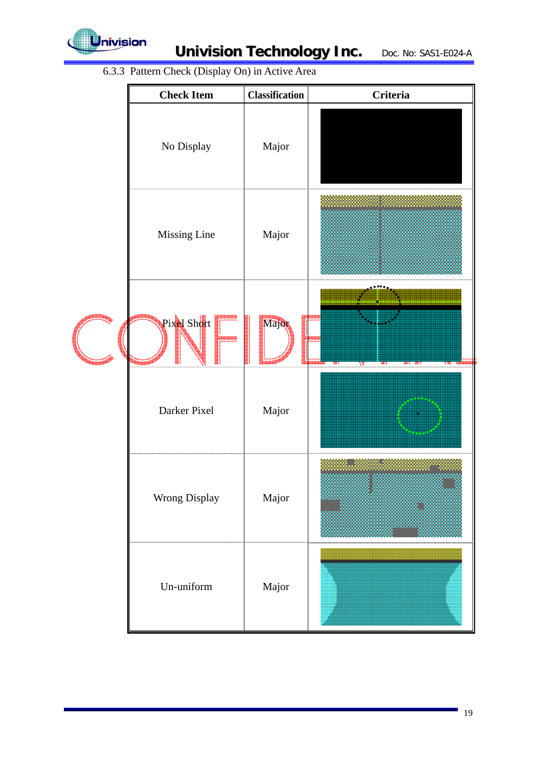6.3.3 Pattern Check (Display On) in Active Area

| Check Item | Classification | Criteria |
|---|---|---|
| No Display | Major | |
| Missing Line | Major | |
| Pixel Short | Major | |
| Darker Pixel | Major | |
| Wrong Display | Major | |
| Un-uniform | Major | |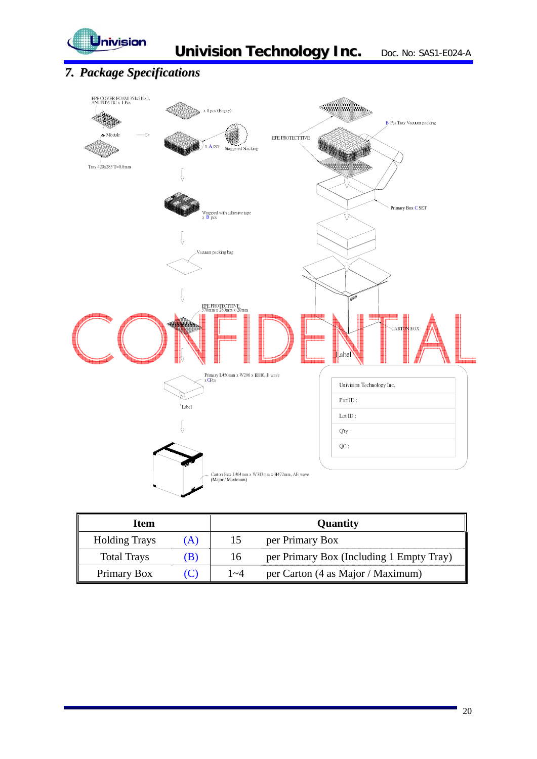## 7. Package Specifications

EPE COVER FOAM 351x212x1, ANTISTATIC x 1 Pcs

x 1 pcs (Empty)

Module

x A pcs

Staggered Stacking

Tray 420x285 T=0.8mm

EPE PROTECTIVE

B Pcs Tray Vacuum packing

Wrapped with adhesive tape x B pcs

Primary Box C SET

Vacuum packing bag

EPE PROTECTIVE 370mm x 280mm x 20mm

CARTON BOX

Label

Primary L450mm x W296 x H110, E wave x CPcs

Label

| Univision Technology Inc. |
|---|
| Part ID : |
| Lot ID : |
| Q'ty : |
| QC : |

Carton Box L464mm x W313mm x H472mm, AB wave (Major / Maximum)

| Item | | Quantity | |
|---|---|---|---|
| Holding Trays | (A) | 15 | per Primary Box |
| Total Trays | (B) | 16 | per Primary Box (Including 1 Empty Tray) |
| Primary Box | (C) | 1~4 | per Carton (4 as Major / Maximum) |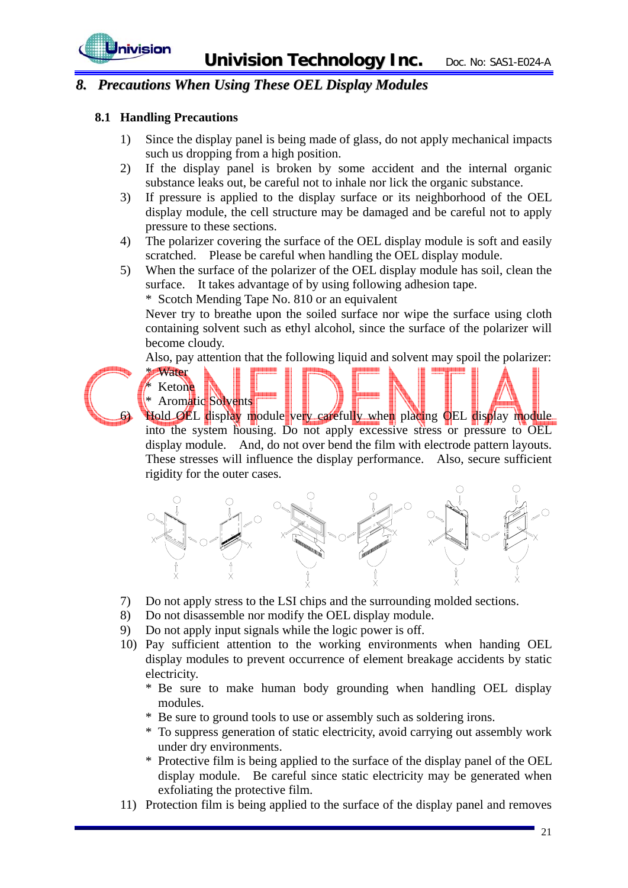## 8. *Precautions When Using These OEL Display Modules*

### 8.1 Handling Precautions

1) Since the display panel is being made of glass, do not apply mechanical impacts such us dropping from a high position.
2) If the display panel is broken by some accident and the internal organic substance leaks out, be careful not to inhale nor lick the organic substance.
3) If pressure is applied to the display surface or its neighborhood of the OEL display module, the cell structure may be damaged and be careful not to apply pressure to these sections.
4) The polarizer covering the surface of the OEL display module is soft and easily scratched. Please be careful when handling the OEL display module.
5) When the surface of the polarizer of the OEL display module has soil, clean the surface. It takes advantage of by using following adhesion tape.
   * Scotch Mending Tape No. 810 or an equivalent

   Never try to breathe upon the soiled surface nor wipe the surface using cloth containing solvent such as ethyl alcohol, since the surface of the polarizer will become cloudy.

   Also, pay attention that the following liquid and solvent may spoil the polarizer:
   * Water
   * Ketone
   * Aromatic Solvents
6) Hold OEL display module very carefully when placing OEL display module into the system housing. Do not apply excessive stress or pressure to OEL display module. And, do not over bend the film with electrode pattern layouts. These stresses will influence the display performance. Also, secure sufficient rigidity for the outer cases.
7) Do not apply stress to the LSI chips and the surrounding molded sections.
8) Do not disassemble nor modify the OEL display module.
9) Do not apply input signals while the logic power is off.
10) Pay sufficient attention to the working environments when handing OEL display modules to prevent occurrence of element breakage accidents by static electricity.
    * Be sure to make human body grounding when handling OEL display modules.
    * Be sure to ground tools to use or assembly such as soldering irons.
    * To suppress generation of static electricity, avoid carrying out assembly work under dry environments.
    * Protective film is being applied to the surface of the display panel of the OEL display module. Be careful since static electricity may be generated when exfoliating the protective film.
11) Protection film is being applied to the surface of the display panel and removes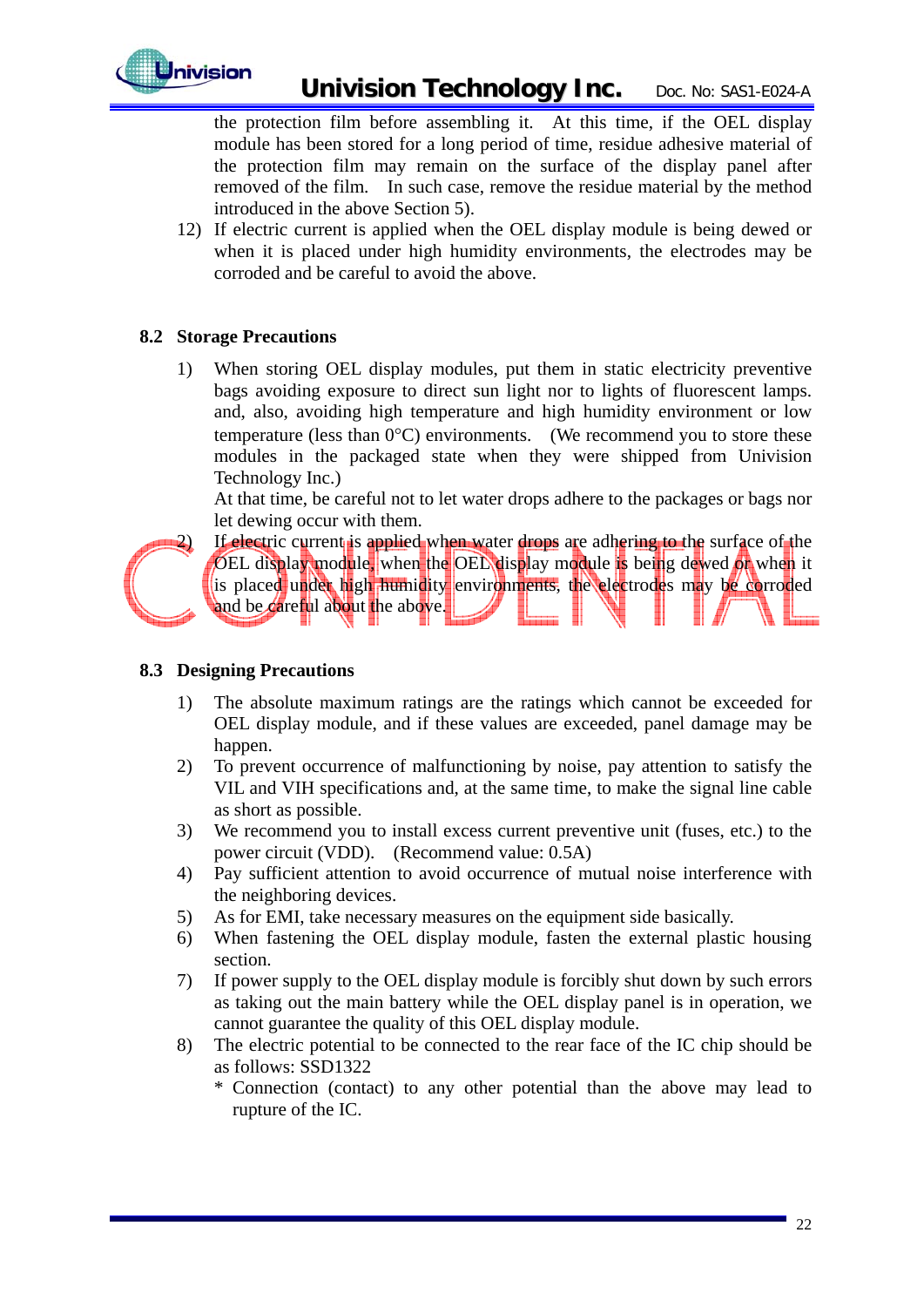the protection film before assembling it. At this time, if the OEL display module has been stored for a long period of time, residue adhesive material of the protection film may remain on the surface of the display panel after removed of the film. In such case, remove the residue material by the method introduced in the above Section 5).

12) If electric current is applied when the OEL display module is being dewed or when it is placed under high humidity environments, the electrodes may be corroded and be careful to avoid the above.

### 8.2 Storage Precautions

1) When storing OEL display modules, put them in static electricity preventive bags avoiding exposure to direct sun light nor to lights of fluorescent lamps. and, also, avoiding high temperature and high humidity environment or low temperature (less than 0°C) environments. (We recommend you to store these modules in the packaged state when they were shipped from Univision Technology Inc.)

   At that time, be careful not to let water drops adhere to the packages or bags nor let dewing occur with them.

2) If electric current is applied when water drops are adhering to the surface of the OEL display module, when the OEL display module is being dewed or when it is placed under high humidity environments, the electrodes may be corroded and be careful about the above.

### 8.3 Designing Precautions

1) The absolute maximum ratings are the ratings which cannot be exceeded for OEL display module, and if these values are exceeded, panel damage may be happen.
2) To prevent occurrence of malfunctioning by noise, pay attention to satisfy the VIL and VIH specifications and, at the same time, to make the signal line cable as short as possible.
3) We recommend you to install excess current preventive unit (fuses, etc.) to the power circuit (VDD). (Recommend value: 0.5A)
4) Pay sufficient attention to avoid occurrence of mutual noise interference with the neighboring devices.
5) As for EMI, take necessary measures on the equipment side basically.
6) When fastening the OEL display module, fasten the external plastic housing section.
7) If power supply to the OEL display module is forcibly shut down by such errors as taking out the main battery while the OEL display panel is in operation, we cannot guarantee the quality of this OEL display module.
8) The electric potential to be connected to the rear face of the IC chip should be as follows: SSD1322

   * Connection (contact) to any other potential than the above may lead to rupture of the IC.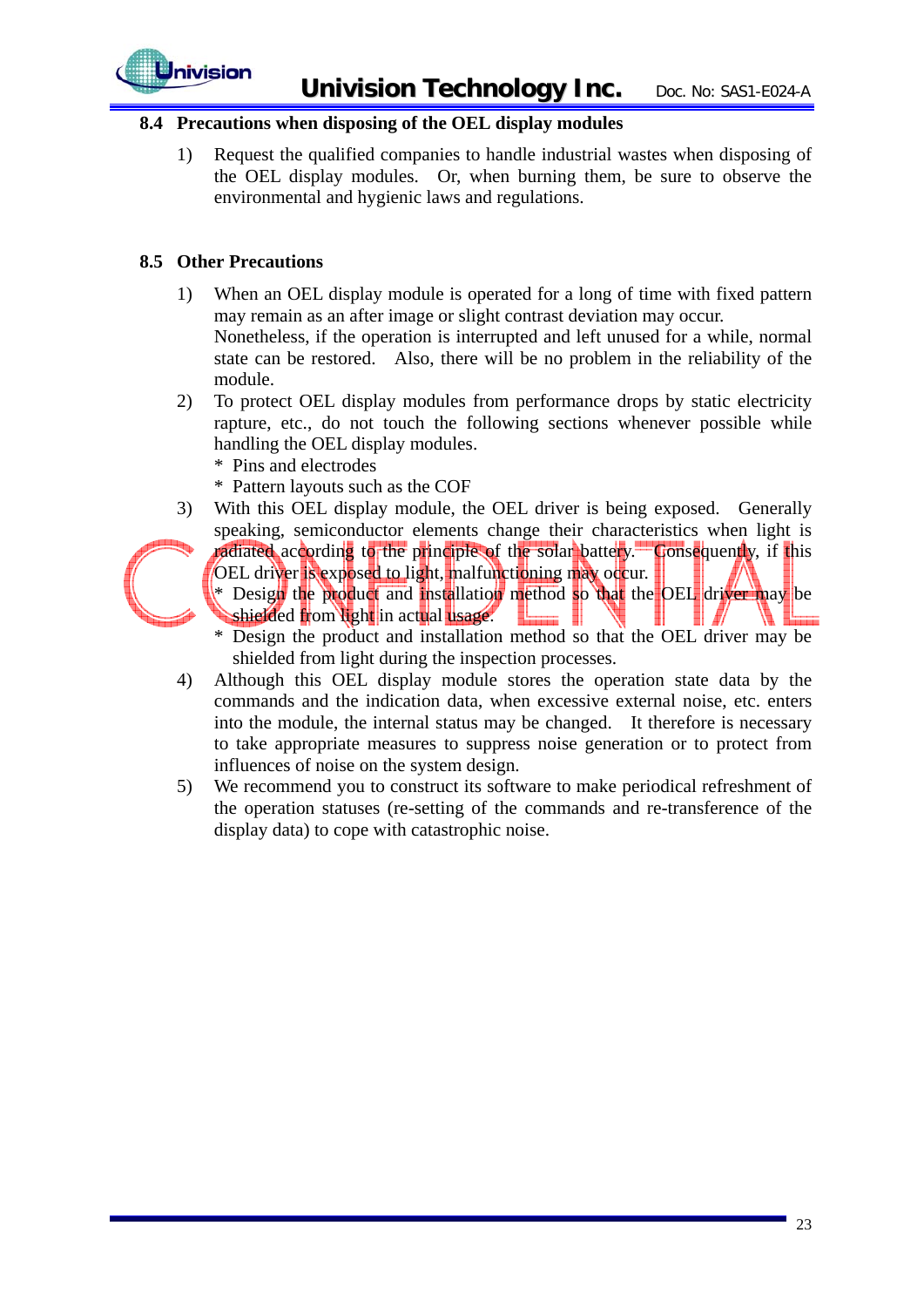## 8.4 Precautions when disposing of the OEL display modules

1) Request the qualified companies to handle industrial wastes when disposing of the OEL display modules. Or, when burning them, be sure to observe the environmental and hygienic laws and regulations.

## 8.5 Other Precautions

1) When an OEL display module is operated for a long of time with fixed pattern may remain as an after image or slight contrast deviation may occur.
   Nonetheless, if the operation is interrupted and left unused for a while, normal state can be restored. Also, there will be no problem in the reliability of the module.
2) To protect OEL display modules from performance drops by static electricity rapture, etc., do not touch the following sections whenever possible while handling the OEL display modules.
   * Pins and electrodes
   * Pattern layouts such as the COF
3) With this OEL display module, the OEL driver is being exposed. Generally speaking, semiconductor elements change their characteristics when light is radiated according to the principle of the solar battery. Consequently, if this OEL driver is exposed to light, malfunctioning may occur.
   * Design the product and installation method so that the OEL driver may be shielded from light in actual usage.
   * Design the product and installation method so that the OEL driver may be shielded from light during the inspection processes.
4) Although this OEL display module stores the operation state data by the commands and the indication data, when excessive external noise, etc. enters into the module, the internal status may be changed. It therefore is necessary to take appropriate measures to suppress noise generation or to protect from influences of noise on the system design.
5) We recommend you to construct its software to make periodical refreshment of the operation statuses (re-setting of the commands and re-transference of the display data) to cope with catastrophic noise.